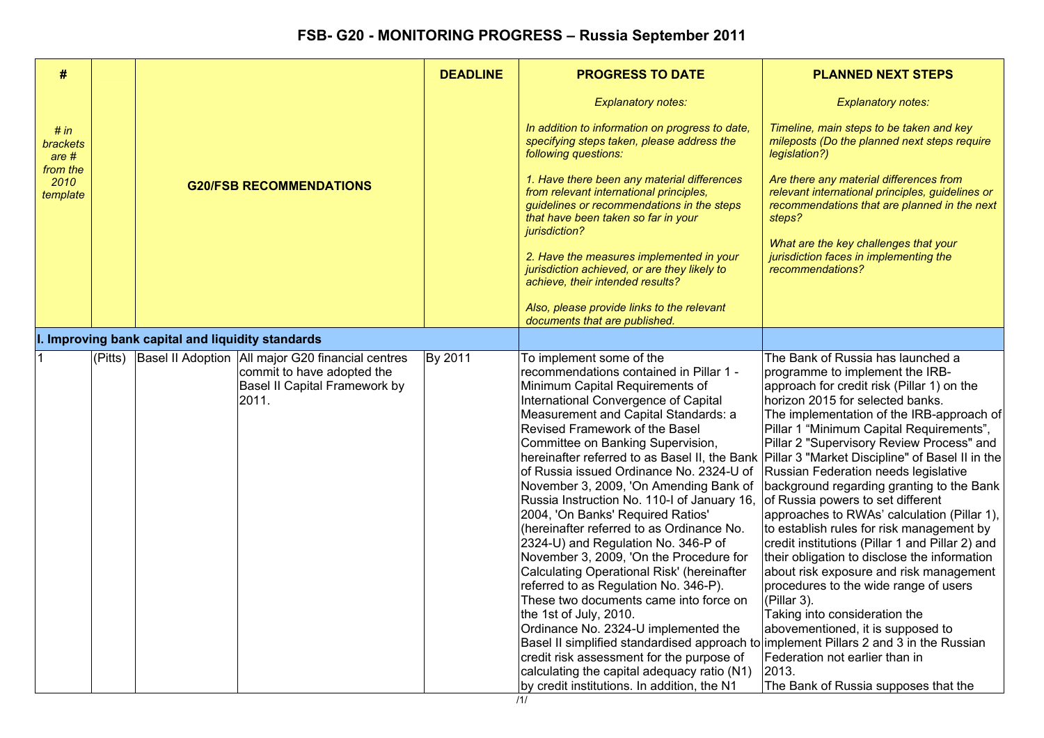# FSB- G20 - MONITORING PROGRESS – Russia September 2011

| # <br>*# in brackets are # from the 2010 template* | | G20/FSB RECOMMENDATIONS | | DEADLINE | PROGRESS TO DATE<br>*Explanatory notes:*<br>*In addition to information on progress to date, specifying steps taken, please address the following questions:*<br>*1. Have there been any material differences from relevant international principles, guidelines or recommendations in the steps that have been taken so far in your jurisdiction?*<br>*2. Have the measures implemented in your jurisdiction achieved, or are they likely to achieve, their intended results?*<br>*Also, please provide links to the relevant documents that are published.* | PLANNED NEXT STEPS<br>*Explanatory notes:*<br>*Timeline, main steps to be taken and key mileposts (Do the planned next steps require legislation?)*<br>*Are there any material differences from relevant international principles, guidelines or recommendations that are planned in the next steps?*<br>*What are the key challenges that your jurisdiction faces in implementing the recommendations?* |
|---|---|---|---|---|---|---|
| **I. Improving bank capital and liquidity standards** | | | | | | |
| 1 | (Pitts) | Basel II Adoption | All major G20 financial centres commit to have adopted the Basel II Capital Framework by 2011. | By 2011 | To implement some of the recommendations contained in Pillar 1 - Minimum Capital Requirements of International Convergence of Capital Measurement and Capital Standards: a Revised Framework of the Basel Committee on Banking Supervision, hereinafter referred to as Basel II, the Bank of Russia issued Ordinance No. 2324-U of November 3, 2009, 'On Amending Bank of Russia Instruction No. 110-I of January 16, 2004, 'On Banks' Required Ratios' (hereinafter referred to as Ordinance No. 2324-U) and Regulation No. 346-P of November 3, 2009, 'On the Procedure for Calculating Operational Risk' (hereinafter referred to as Regulation No. 346-P). These two documents came into force on the 1st of July, 2010.<br>Ordinance No. 2324-U implemented the Basel II simplified standardised approach to credit risk assessment for the purpose of calculating the capital adequacy ratio (N1) by credit institutions. In addition, the N1 | The Bank of Russia has launched a programme to implement the IRB-approach for credit risk (Pillar 1) on the horizon 2015 for selected banks.<br>The implementation of the IRB-approach of Pillar 1 "Minimum Capital Requirements", Pillar 2 "Supervisory Review Process" and Pillar 3 "Market Discipline" of Basel II in the Russian Federation needs legislative background regarding granting to the Bank of Russia powers to set different approaches to RWAs' calculation (Pillar 1), to establish rules for risk management by credit institutions (Pillar 1 and Pillar 2) and their obligation to disclose the information about risk exposure and risk management procedures to the wide range of users (Pillar 3).<br>Taking into consideration the abovementioned, it is supposed to implement Pillars 2 and 3 in the Russian Federation not earlier than in 2013.<br>The Bank of Russia supposes that the |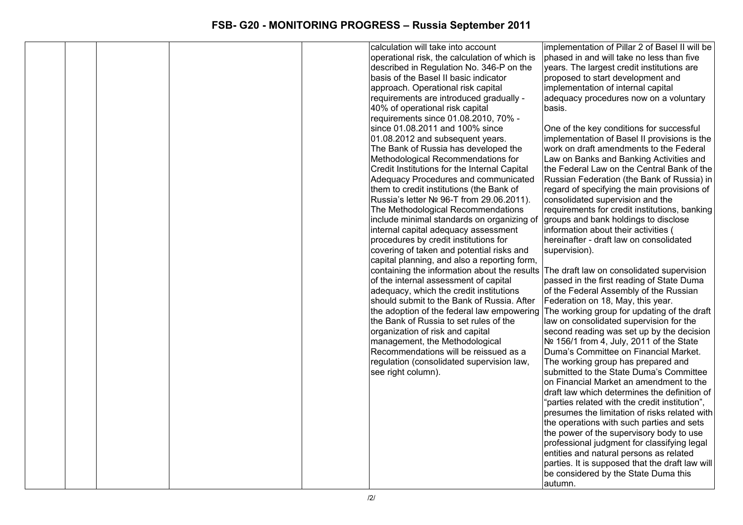| | | | | | | |
|---|---|---|---|---|---|---|
| | | | | | calculation will take into account operational risk, the calculation of which is described in Regulation No. 346-P on the basis of the Basel II basic indicator approach. Operational risk capital requirements are introduced gradually - 40% of operational risk capital requirements since 01.08.2010, 70% - since 01.08.2011 and 100% since 01.08.2012 and subsequent years.<br>The Bank of Russia has developed the Methodological Recommendations for Credit Institutions for the Internal Capital Adequacy Procedures and communicated them to credit institutions (the Bank of Russia's letter № 96-T from 29.06.2011). The Methodological Recommendations include minimal standards on organizing of internal capital adequacy assessment procedures by credit institutions for covering of taken and potential risks and capital planning, and also a reporting form, containing the information about the results of the internal assessment of capital adequacy, which the credit institutions should submit to the Bank of Russia. After the adoption of the federal law empowering the Bank of Russia to set rules of the organization of risk and capital management, the Methodological Recommendations will be reissued as a regulation (consolidated supervision law, see right column). | implementation of Pillar 2 of Basel II will be phased in and will take no less than five years. The largest credit institutions are proposed to start development and implementation of internal capital adequacy procedures now on a voluntary basis.<br><br>One of the key conditions for successful implementation of Basel II provisions is the work on draft amendments to the Federal Law on Banks and Banking Activities and the Federal Law on the Central Bank of the Russian Federation (the Bank of Russia) in regard of specifying the main provisions of consolidated supervision and the requirements for credit institutions, banking groups and bank holdings to disclose information about their activities ( hereinafter - draft law on consolidated supervision).<br><br>The draft law on consolidated supervision passed in the first reading of State Duma of the Federal Assembly of the Russian Federation on 18, May, this year.<br>The working group for updating of the draft law on consolidated supervision for the second reading was set up by the decision № 156/1 from 4, July, 2011 of the State Duma's Committee on Financial Market. The working group has prepared and submitted to the State Duma's Committee on Financial Market an amendment to the draft law which determines the definition of "parties related with the credit institution", presumes the limitation of risks related with the operations with such parties and sets the power of the supervisory body to use professional judgment for classifying legal entities and natural persons as related parties. It is supposed that the draft law will be considered by the State Duma this autumn. |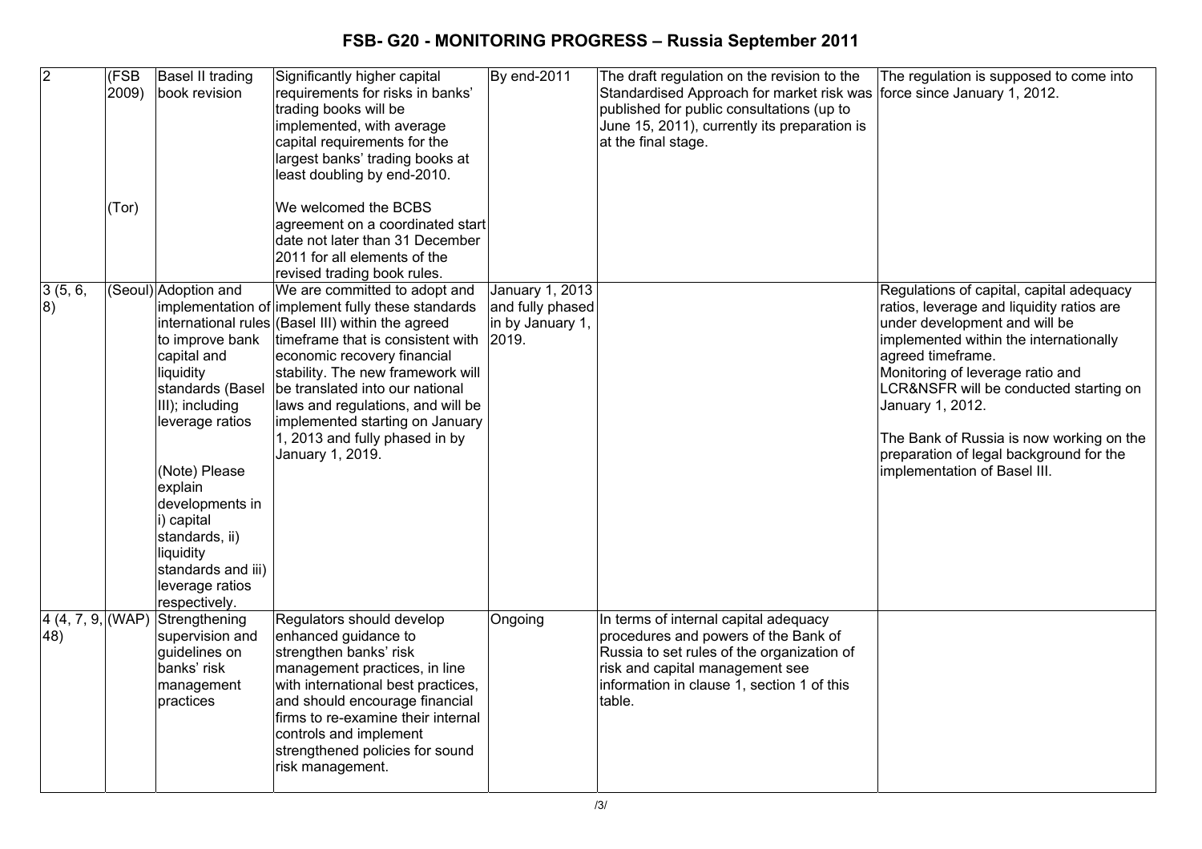## FSB- G20 - MONITORING PROGRESS – Russia September 2011

| | | | | | | |
|---|---|---|---|---|---|---|
| 2 | (FSB 2009)<br><br>(Tor) | Basel II trading book revision | Significantly higher capital requirements for risks in banks' trading books will be implemented, with average capital requirements for the largest banks' trading books at least doubling by end-2010.<br><br>We welcomed the BCBS agreement on a coordinated start date not later than 31 December 2011 for all elements of the revised trading book rules. | By end-2011 | The draft regulation on the revision to the Standardised Approach for market risk was published for public consultations (up to June 15, 2011), currently its preparation is at the final stage. | The regulation is supposed to come into force since January 1, 2012. |
| 3 (5, 6, 8) | (Seoul) | Adoption and implementation of international rules to improve bank capital and liquidity standards (Basel III); including leverage ratios<br><br>(Note) Please explain developments in i) capital standards, ii) liquidity standards and iii) leverage ratios respectively. | We are committed to adopt and implement fully these standards (Basel III) within the agreed timeframe that is consistent with economic recovery financial stability. The new framework will be translated into our national laws and regulations, and will be implemented starting on January 1, 2013 and fully phased in by January 1, 2019. | January 1, 2013 and fully phased in by January 1, 2019. | | Regulations of capital, capital adequacy ratios, leverage and liquidity ratios are under development and will be implemented within the internationally agreed timeframe.<br>Monitoring of leverage ratio and LCR&NSFR will be conducted starting on January 1, 2012.<br><br>The Bank of Russia is now working on the preparation of legal background for the implementation of Basel III. |
| 4 (4, 7, 9, 48) | (WAP) | Strengthening supervision and guidelines on banks' risk management practices | Regulators should develop enhanced guidance to strengthen banks' risk management practices, in line with international best practices, and should encourage financial firms to re-examine their internal controls and implement strengthened policies for sound risk management. | Ongoing | In terms of internal capital adequacy procedures and powers of the Bank of Russia to set rules of the organization of risk and capital management see information in clause 1, section 1 of this table. | |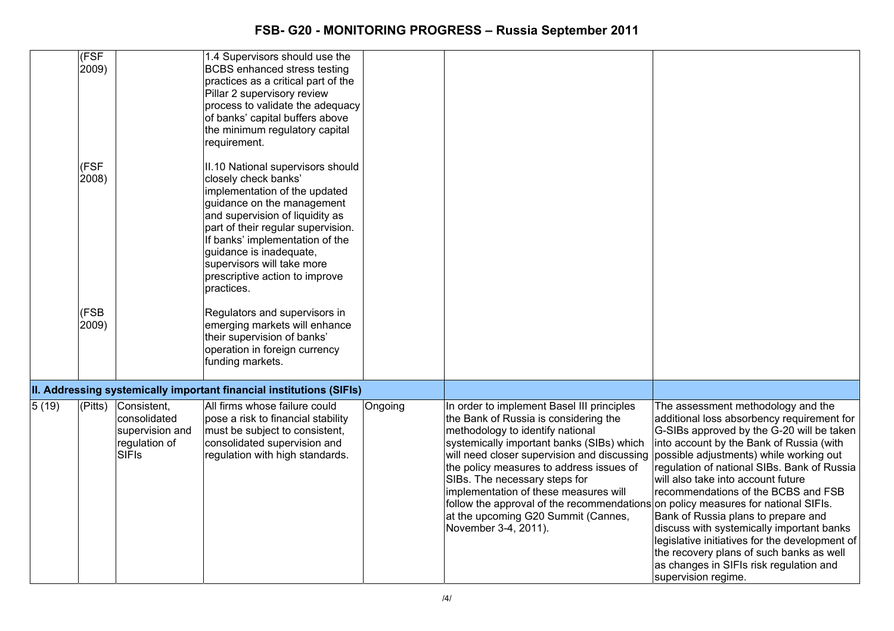# FSB- G20 - MONITORING PROGRESS – Russia September 2011

| | | | | | | |
|---|---|---|---|---|---|---|
| | (FSF 2009) | | 1.4 Supervisors should use the BCBS enhanced stress testing practices as a critical part of the Pillar 2 supervisory review process to validate the adequacy of banks' capital buffers above the minimum regulatory capital requirement. | | | |
| | (FSF 2008) | | II.10 National supervisors should closely check banks' implementation of the updated guidance on the management and supervision of liquidity as part of their regular supervision. If banks' implementation of the guidance is inadequate, supervisors will take more prescriptive action to improve practices. | | | |
| | (FSB 2009) | | Regulators and supervisors in emerging markets will enhance their supervision of banks' operation in foreign currency funding markets. | | | |
| **II. Addressing systemically important financial institutions (SIFIs)** | | | | | | |
| 5 (19) | (Pitts) | Consistent, consolidated supervision and regulation of SIFIs | All firms whose failure could pose a risk to financial stability must be subject to consistent, consolidated supervision and regulation with high standards. | Ongoing | In order to implement Basel III principles the Bank of Russia is considering the methodology to identify national systemically important banks (SIBs) which will need closer supervision and discussing the policy measures to address issues of SIBs. The necessary steps for implementation of these measures will follow the approval of the recommendations at the upcoming G20 Summit (Cannes, November 3-4, 2011). | The assessment methodology and the additional loss absorbency requirement for G-SIBs approved by the G-20 will be taken into account by the Bank of Russia (with possible adjustments) while working out regulation of national SIBs. Bank of Russia will also take into account future recommendations of the BCBS and FSB on policy measures for national SIFIs. Bank of Russia plans to prepare and discuss with systemically important banks legislative initiatives for the development of the recovery plans of such banks as well as changes in SIFIs risk regulation and supervision regime. |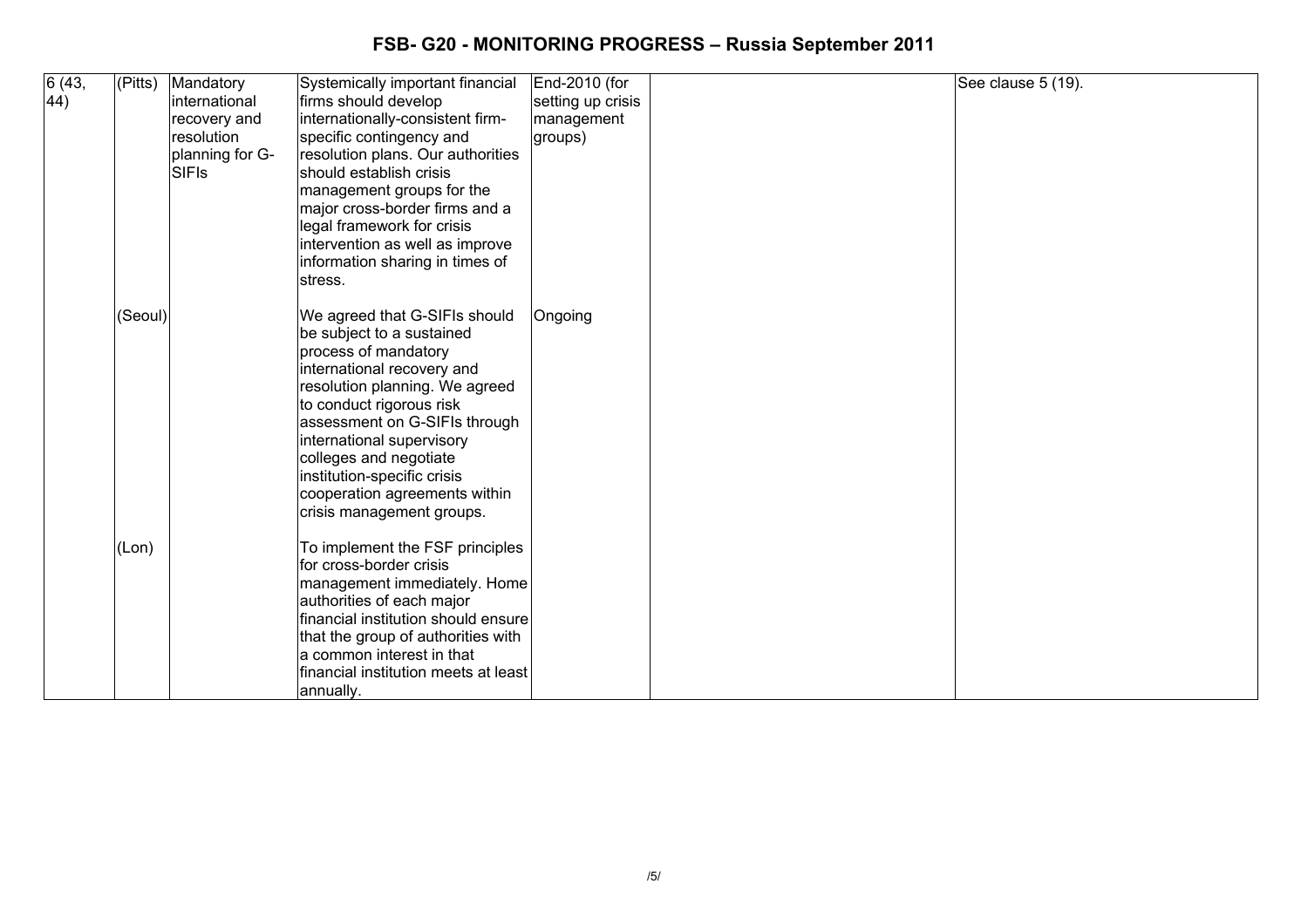| 6 (43, 44) | (Pitts) | Mandatory international recovery and resolution planning for G-SIFIs | Systemically important financial firms should develop internationally-consistent firm-specific contingency and resolution plans. Our authorities should establish crisis management groups for the major cross-border firms and a legal framework for crisis intervention as well as improve information sharing in times of stress. | End-2010 (for setting up crisis management groups) | | See clause 5 (19). |
|---|---|---|---|---|---|---|
| | (Seoul) | | We agreed that G-SIFIs should be subject to a sustained process of mandatory international recovery and resolution planning. We agreed to conduct rigorous risk assessment on G-SIFIs through international supervisory colleges and negotiate institution-specific crisis cooperation agreements within crisis management groups. | Ongoing | | |
| | (Lon) | | To implement the FSF principles for cross-border crisis management immediately. Home authorities of each major financial institution should ensure that the group of authorities with a common interest in that financial institution meets at least annually. | | | |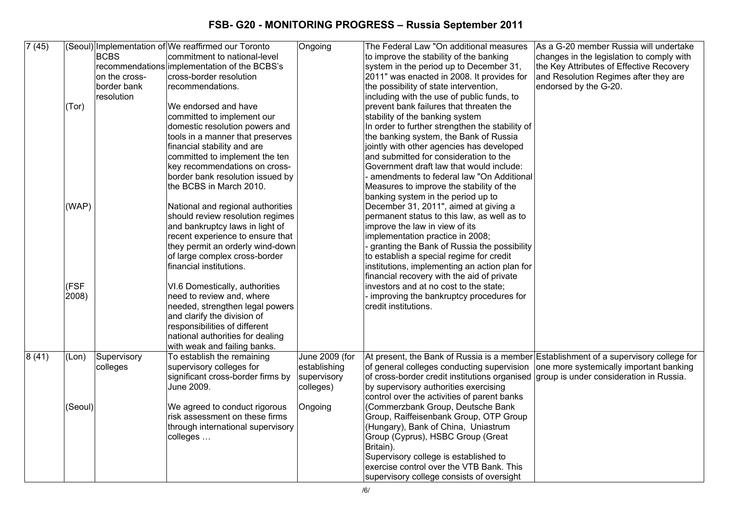# FSB- G20 - MONITORING PROGRESS – Russia September 2011

| | | | | | | |
|---|---|---|---|---|---|---|
| 7 (45) | (Seoul)<br><br><br><br><br><br>(Tor)<br><br><br><br><br><br><br><br><br><br><br>(WAP)<br><br><br><br><br><br><br><br>(FSF 2008) | Implementation of BCBS recommendations on the cross-border bank resolution | We reaffirmed our Toronto commitment to national-level implementation of the BCBS's cross-border resolution recommendations.<br><br>We endorsed and have committed to implement our domestic resolution powers and tools in a manner that preserves financial stability and are committed to implement the ten key recommendations on cross-border bank resolution issued by the BCBS in March 2010.<br><br>National and regional authorities should review resolution regimes and bankruptcy laws in light of recent experience to ensure that they permit an orderly wind-down of large complex cross-border financial institutions.<br><br>VI.6 Domestically, authorities need to review and, where needed, strengthen legal powers and clarify the division of responsibilities of different national authorities for dealing with weak and failing banks. | Ongoing | The Federal Law "On additional measures to improve the stability of the banking system in the period up to December 31, 2011" was enacted in 2008. It provides for the possibility of state intervention, including with the use of public funds, to prevent bank failures that threaten the stability of the banking system<br>In order to further strengthen the stability of the banking system, the Bank of Russia jointly with other agencies has developed and submitted for consideration to the Government draft law that would include:<br>- amendments to federal law "On Additional Measures to improve the stability of the banking system in the period up to December 31, 2011", aimed at giving a permanent status to this law, as well as to improve the law in view of its implementation practice in 2008;<br>- granting the Bank of Russia the possibility to establish a special regime for credit institutions, implementing an action plan for financial recovery with the aid of private investors and at no cost to the state;<br>- improving the bankruptcy procedures for credit institutions. | As a G-20 member Russia will undertake changes in the legislation to comply with the Key Attributes of Effective Recovery and Resolution Regimes after they are endorsed by the G-20. |
| 8 (41) | (Lon)<br><br><br><br><br>(Seoul) | Supervisory colleges | To establish the remaining supervisory colleges for significant cross-border firms by June 2009.<br><br>We agreed to conduct rigorous risk assessment on these firms through international supervisory colleges … | June 2009 (for establishing supervisory colleges)<br><br>Ongoing | At present, the Bank of Russia is a member of general colleges conducting supervision of cross-border credit institutions organised by supervisory authorities exercising control over the activities of parent banks (Commerzbank Group, Deutsche Bank Group, Raiffeisenbank Group, OTP Group (Hungary), Bank of China, Uniastrum Group (Cyprus), HSBC Group (Great Britain).<br>Supervisory college is established to exercise control over the VTB Bank. This supervisory college consists of oversight | Establishment of a supervisory college for one more systemically important banking group is under consideration in Russia. |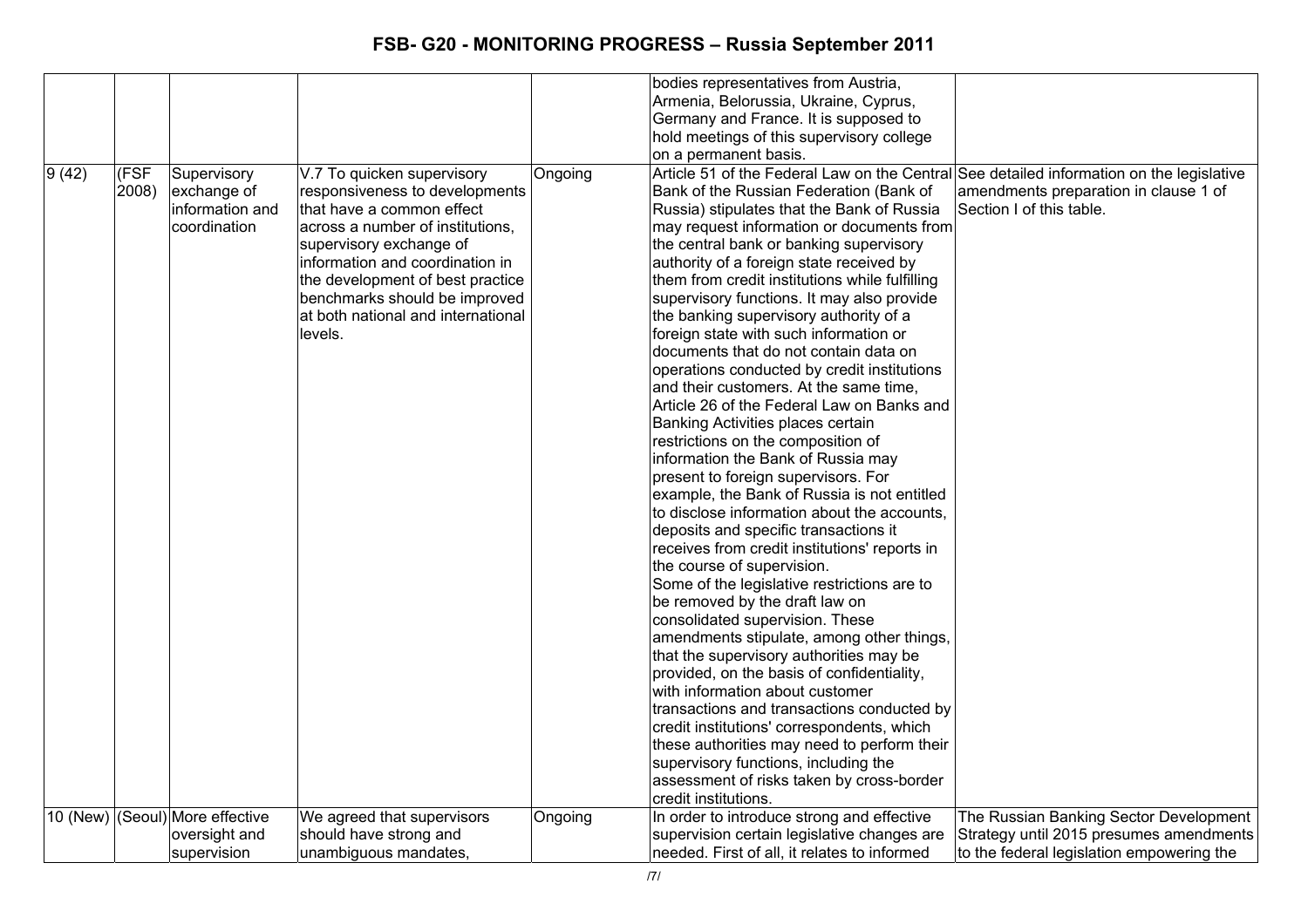| | | | | | | |
|---|---|---|---|---|---|---|
| | | | | | bodies representatives from Austria, Armenia, Belorussia, Ukraine, Cyprus, Germany and France. It is supposed to hold meetings of this supervisory college on a permanent basis. | |
| 9 (42) | (FSF 2008) | Supervisory exchange of information and coordination | V.7 To quicken supervisory responsiveness to developments that have a common effect across a number of institutions, supervisory exchange of information and coordination in the development of best practice benchmarks should be improved at both national and international levels. | Ongoing | Article 51 of the Federal Law on the Central Bank of the Russian Federation (Bank of Russia) stipulates that the Bank of Russia may request information or documents from the central bank or banking supervisory authority of a foreign state received by them from credit institutions while fulfilling supervisory functions. It may also provide the banking supervisory authority of a foreign state with such information or documents that do not contain data on operations conducted by credit institutions and their customers. At the same time, Article 26 of the Federal Law on Banks and Banking Activities places certain restrictions on the composition of information the Bank of Russia may present to foreign supervisors. For example, the Bank of Russia is not entitled to disclose information about the accounts, deposits and specific transactions it receives from credit institutions' reports in the course of supervision.<br>Some of the legislative restrictions are to be removed by the draft law on consolidated supervision. These amendments stipulate, among other things, that the supervisory authorities may be provided, on the basis of confidentiality, with information about customer transactions and transactions conducted by credit institutions' correspondents, which these authorities may need to perform their supervisory functions, including the assessment of risks taken by cross-border credit institutions. | See detailed information on the legislative amendments preparation in clause 1 of Section I of this table. |
| 10 (New) | (Seoul) | More effective oversight and supervision | We agreed that supervisors should have strong and unambiguous mandates, | Ongoing | In order to introduce strong and effective supervision certain legislative changes are needed. First of all, it relates to informed | The Russian Banking Sector Development Strategy until 2015 presumes amendments to the federal legislation empowering the |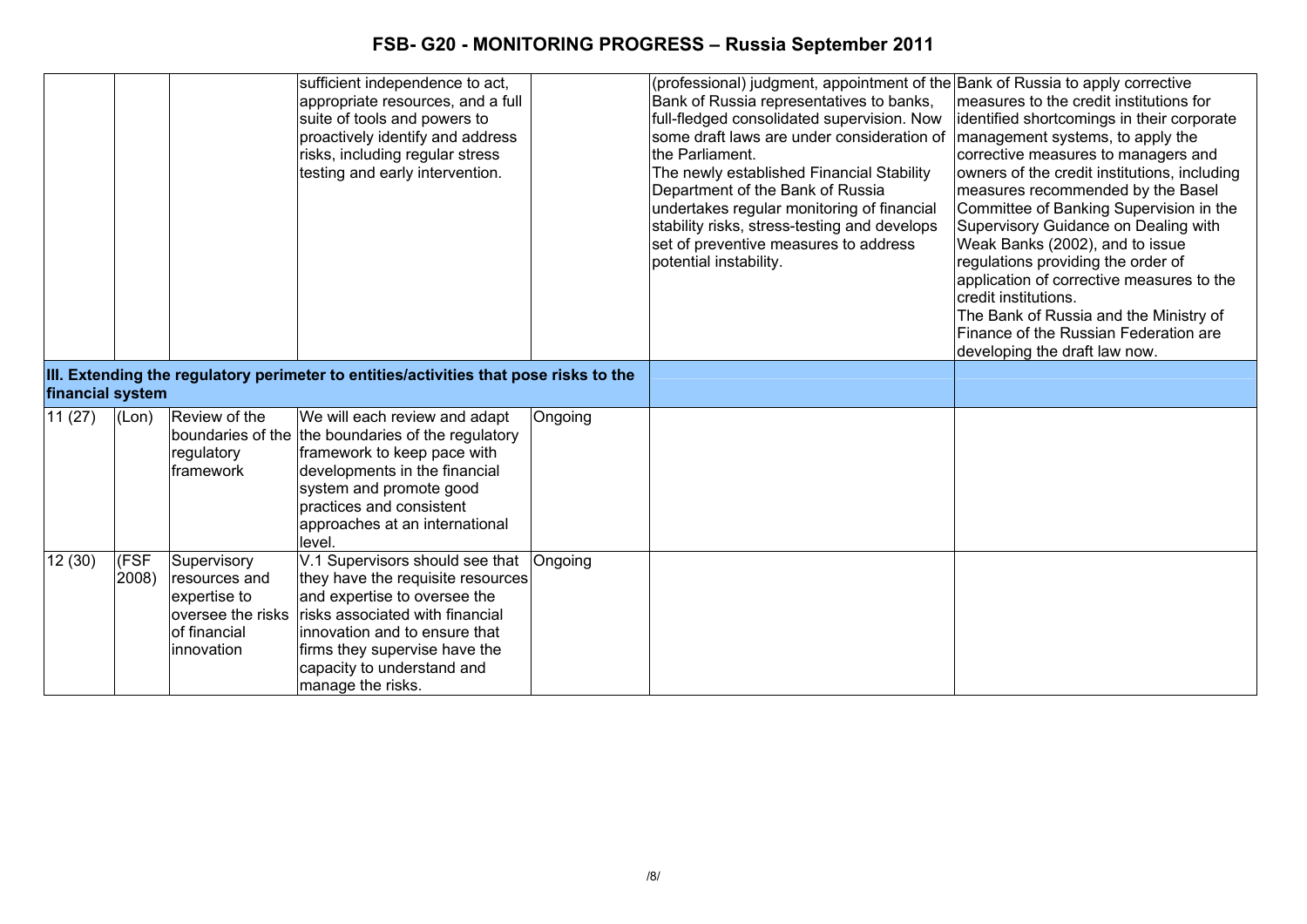# FSB- G20 - MONITORING PROGRESS – Russia September 2011

| | | | | | | |
|---|---|---|---|---|---|---|
| | | | sufficient independence to act, appropriate resources, and a full suite of tools and powers to proactively identify and address risks, including regular stress testing and early intervention. | | (professional) judgment, appointment of the Bank of Russia representatives to banks, full-fledged consolidated supervision. Now some draft laws are under consideration of the Parliament.<br>The newly established Financial Stability Department of the Bank of Russia undertakes regular monitoring of financial stability risks, stress-testing and develops set of preventive measures to address potential instability. | Bank of Russia to apply corrective measures to the credit institutions for identified shortcomings in their corporate management systems, to apply the corrective measures to managers and owners of the credit institutions, including measures recommended by the Basel Committee of Banking Supervision in the Supervisory Guidance on Dealing with Weak Banks (2002), and to issue regulations providing the order of application of corrective measures to the credit institutions.<br>The Bank of Russia and the Ministry of Finance of the Russian Federation are developing the draft law now. |
| **III. Extending the regulatory perimeter to entities/activities that pose risks to the financial system** | | | | | | |
| 11 (27) | (Lon) | Review of the boundaries of the regulatory framework | We will each review and adapt the boundaries of the regulatory framework to keep pace with developments in the financial system and promote good practices and consistent approaches at an international level. | Ongoing | | |
| 12 (30) | (FSF 2008) | Supervisory resources and expertise to oversee the risks of financial innovation | V.1 Supervisors should see that they have the requisite resources and expertise to oversee the risks associated with financial innovation and to ensure that firms they supervise have the capacity to understand and manage the risks. | Ongoing | | |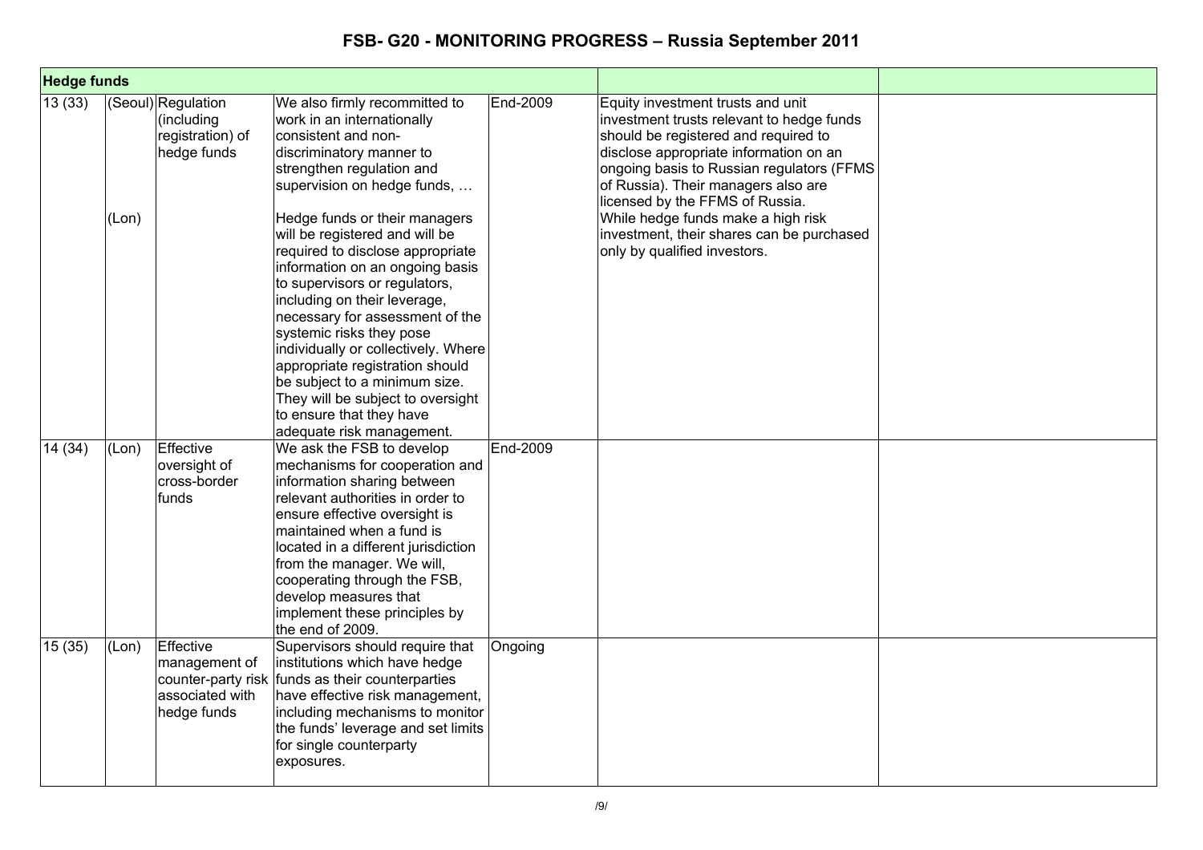# FSB- G20 - MONITORING PROGRESS – Russia September 2011

| Hedge funds | | | | | | |
|---|---|---|---|---|---|---|
| 13 (33) | (Seoul)<br><br><br><br><br><br>(Lon) | Regulation (including registration) of hedge funds | We also firmly recommitted to work in an internationally consistent and non-discriminatory manner to strengthen regulation and supervision on hedge funds, …<br><br>Hedge funds or their managers will be registered and will be required to disclose appropriate information on an ongoing basis to supervisors or regulators, including on their leverage, necessary for assessment of the systemic risks they pose individually or collectively. Where appropriate registration should be subject to a minimum size. They will be subject to oversight to ensure that they have adequate risk management. | End-2009 | Equity investment trusts and unit investment trusts relevant to hedge funds should be registered and required to disclose appropriate information on an ongoing basis to Russian regulators (FFMS of Russia). Their managers also are licensed by the FFMS of Russia.<br>While hedge funds make a high risk investment, their shares can be purchased only by qualified investors. | |
| 14 (34) | (Lon) | Effective oversight of cross-border funds | We ask the FSB to develop mechanisms for cooperation and information sharing between relevant authorities in order to ensure effective oversight is maintained when a fund is located in a different jurisdiction from the manager. We will, cooperating through the FSB, develop measures that implement these principles by the end of 2009. | End-2009 | | |
| 15 (35) | (Lon) | Effective management of counter-party risk associated with hedge funds | Supervisors should require that institutions which have hedge funds as their counterparties have effective risk management, including mechanisms to monitor the funds' leverage and set limits for single counterparty exposures. | Ongoing | | |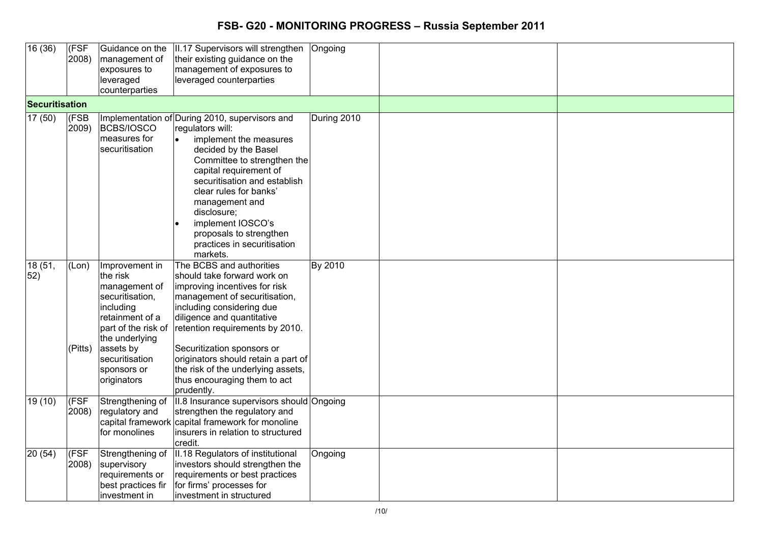| 16 (36) | (FSF 2008) | Guidance on the management of exposures to leveraged counterparties | II.17 Supervisors will strengthen their existing guidance on the management of exposures to leveraged counterparties | Ongoing | | |
|---|---|---|---|---|---|---|
| **Securitisation** | | | | | | |
| 17 (50) | (FSB 2009) | Implementation of BCBS/IOSCO measures for securitisation | During 2010, supervisors and regulators will:<br>• implement the measures decided by the Basel Committee to strengthen the capital requirement of securitisation and establish clear rules for banks' management and disclosure;<br>• implement IOSCO's proposals to strengthen practices in securitisation markets. | During 2010 | | |
| 18 (51, 52) | (Lon)<br><br>(Pitts) | Improvement in the risk management of securitisation, including retainment of a part of the risk of the underlying assets by securitisation sponsors or originators | The BCBS and authorities should take forward work on improving incentives for risk management of securitisation, including considering due diligence and quantitative retention requirements by 2010.<br><br>Securitization sponsors or originators should retain a part of the risk of the underlying assets, thus encouraging them to act prudently. | By 2010 | | |
| 19 (10) | (FSF 2008) | Strengthening of regulatory and capital framework for monolines | II.8 Insurance supervisors should strengthen the regulatory and capital framework for monoline insurers in relation to structured credit. | Ongoing | | |
| 20 (54) | (FSF 2008) | Strengthening of supervisory requirements or best practices fir investment in | II.18 Regulators of institutional investors should strengthen the requirements or best practices for firms' processes for investment in structured | Ongoing | | |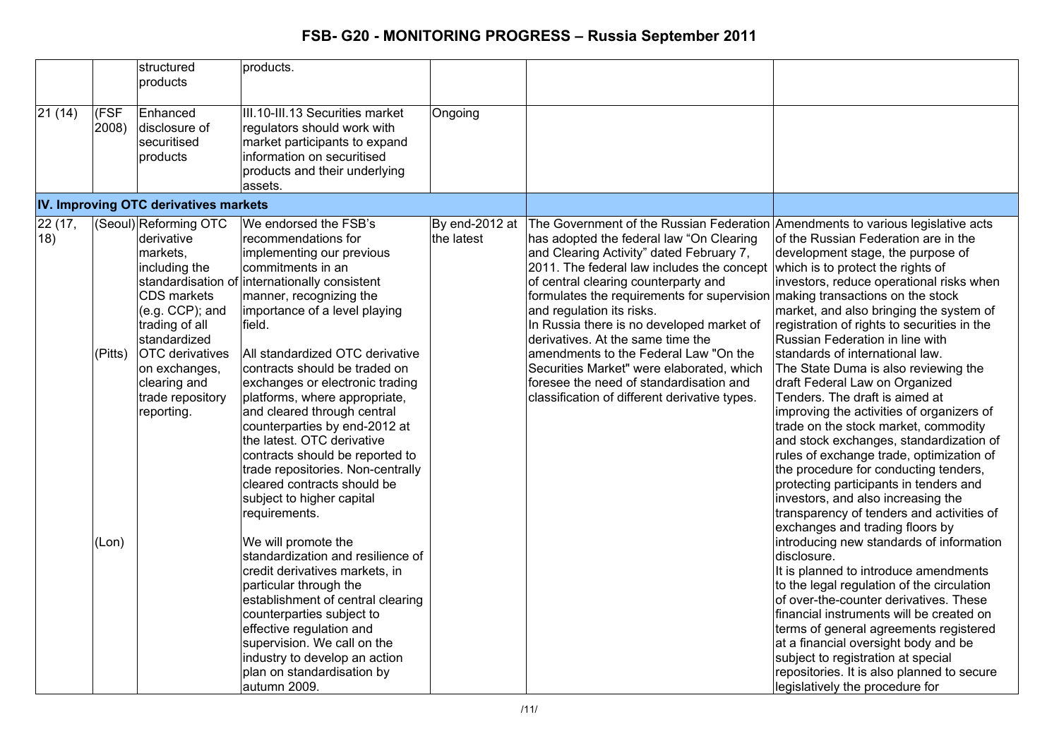| | | structured products | products. | | | |
|---|---|---|---|---|---|---|
| 21 (14) | (FSF 2008) | Enhanced disclosure of securitised products | III.10-III.13 Securities market regulators should work with market participants to expand information on securitised products and their underlying assets. | Ongoing | | |
| **IV. Improving OTC derivatives markets** | | | | | | |
| 22 (17, 18) | (Seoul)<br><br><br><br><br><br>(Pitts)<br><br><br><br><br><br><br><br><br><br><br><br><br><br>(Lon) | Reforming OTC derivative markets, including the standardisation of CDS markets (e.g. CCP); and trading of all standardized OTC derivatives on exchanges, clearing and trade repository reporting. | We endorsed the FSB's recommendations for implementing our previous commitments in an internationally consistent manner, recognizing the importance of a level playing field.<br><br>All standardized OTC derivative contracts should be traded on exchanges or electronic trading platforms, where appropriate, and cleared through central counterparties by end-2012 at the latest. OTC derivative contracts should be reported to trade repositories. Non-centrally cleared contracts should be subject to higher capital requirements.<br><br>We will promote the standardization and resilience of credit derivatives markets, in particular through the establishment of central clearing counterparties subject to effective regulation and supervision. We call on the industry to develop an action plan on standardisation by autumn 2009. | By end-2012 at the latest | The Government of the Russian Federation has adopted the federal law "On Clearing and Clearing Activity" dated February 7, 2011. The federal law includes the concept of central clearing counterparty and formulates the requirements for supervision and regulation its risks.<br>In Russia there is no developed market of derivatives. At the same time the amendments to the Federal Law "On the Securities Market" were elaborated, which foresee the need of standardisation and classification of different derivative types. | Amendments to various legislative acts of the Russian Federation are in the development stage, the purpose of which is to protect the rights of investors, reduce operational risks when making transactions on the stock market, and also bringing the system of registration of rights to securities in the Russian Federation in line with standards of international law.<br>The State Duma is also reviewing the draft Federal Law on Organized Tenders. The draft is aimed at improving the activities of organizers of trade on the stock market, commodity and stock exchanges, standardization of rules of exchange trade, optimization of the procedure for conducting tenders, protecting participants in tenders and investors, and also increasing the transparency of tenders and activities of exchanges and trading floors by introducing new standards of information disclosure.<br>It is planned to introduce amendments to the legal regulation of the circulation of over-the-counter derivatives. These financial instruments will be created on terms of general agreements registered at a financial oversight body and be subject to registration at special repositories. It is also planned to secure legislatively the procedure for |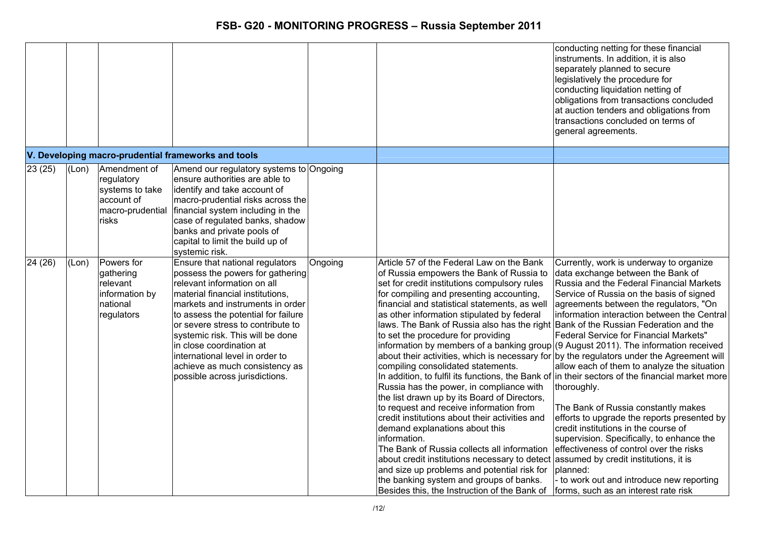| | | | | | | |
|---|---|---|---|---|---|---|
| | | | | | | conducting netting for these financial instruments. In addition, it is also separately planned to secure legislatively the procedure for conducting liquidation netting of obligations from transactions concluded at auction tenders and obligations from transactions concluded on terms of general agreements. |
| **V. Developing macro-prudential frameworks and tools** | | | | | | |
| 23 (25) | (Lon) | Amendment of regulatory systems to take account of macro-prudential risks | Amend our regulatory systems to ensure authorities are able to identify and take account of macro-prudential risks across the financial system including in the case of regulated banks, shadow banks and private pools of capital to limit the build up of systemic risk. | Ongoing | | |
| 24 (26) | (Lon) | Powers for gathering relevant information by national regulators | Ensure that national regulators possess the powers for gathering relevant information on all material financial institutions, markets and instruments in order to assess the potential for failure or severe stress to contribute to systemic risk. This will be done in close coordination at international level in order to achieve as much consistency as possible across jurisdictions. | Ongoing | Article 57 of the Federal Law on the Bank of Russia empowers the Bank of Russia to set for credit institutions compulsory rules for compiling and presenting accounting, financial and statistical statements, as well as other information stipulated by federal laws. The Bank of Russia also has the right to set the procedure for providing information by members of a banking group about their activities, which is necessary for compiling consolidated statements.<br>In addition, to fulfil its functions, the Bank of Russia has the power, in compliance with the list drawn up by its Board of Directors, to request and receive information from credit institutions about their activities and demand explanations about this information.<br>The Bank of Russia collects all information about credit institutions necessary to detect and size up problems and potential risk for the banking system and groups of banks. Besides this, the Instruction of the Bank of | Currently, work is underway to organize data exchange between the Bank of Russia and the Federal Financial Markets Service of Russia on the basis of signed agreements between the regulators, "On information interaction between the Central Bank of the Russian Federation and the Federal Service for Financial Markets" (9 August 2011). The information received by the regulators under the Agreement will allow each of them to analyze the situation in their sectors of the financial market more thoroughly.<br><br>The Bank of Russia constantly makes efforts to upgrade the reports presented by credit institutions in the course of supervision. Specifically, to enhance the effectiveness of control over the risks assumed by credit institutions, it is planned:<br>- to work out and introduce new reporting forms, such as an interest rate risk |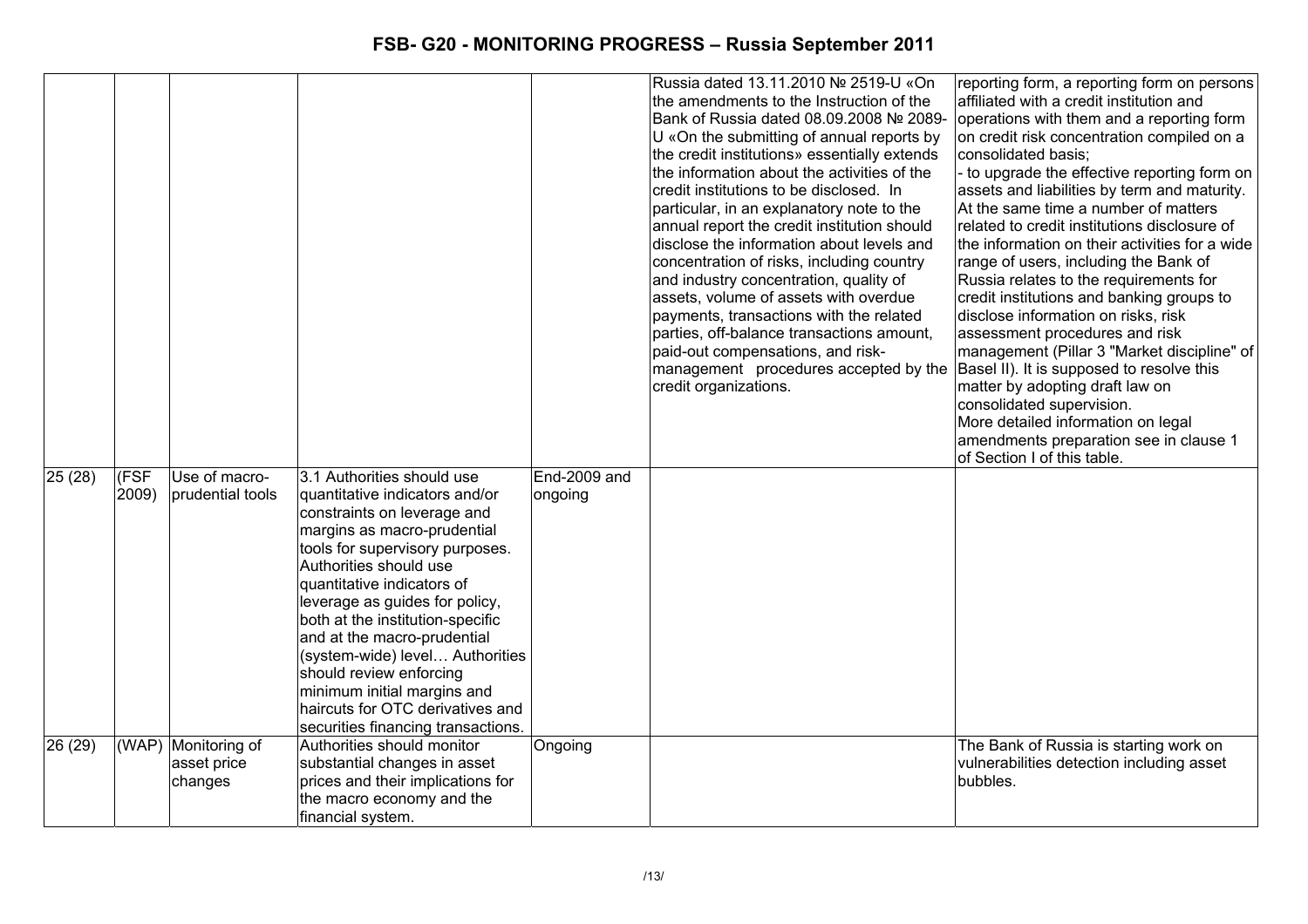| | | | | | | |
|---|---|---|---|---|---|---|
| | | | | | Russia dated 13.11.2010 № 2519-U «On the amendments to the Instruction of the Bank of Russia dated 08.09.2008 № 2089-U «On the submitting of annual reports by the credit institutions» essentially extends the information about the activities of the credit institutions to be disclosed. In particular, in an explanatory note to the annual report the credit institution should disclose the information about levels and concentration of risks, including country and industry concentration, quality of assets, volume of assets with overdue payments, transactions with the related parties, off-balance transactions amount, paid-out compensations, and risk-management procedures accepted by the credit organizations. | reporting form, a reporting form on persons affiliated with a credit institution and operations with them and a reporting form on credit risk concentration compiled on a consolidated basis;<br>- to upgrade the effective reporting form on assets and liabilities by term and maturity.<br>At the same time a number of matters related to credit institutions disclosure of the information on their activities for a wide range of users, including the Bank of Russia relates to the requirements for credit institutions and banking groups to disclose information on risks, risk assessment procedures and risk management (Pillar 3 "Market discipline" of Basel II). It is supposed to resolve this matter by adopting draft law on consolidated supervision.<br>More detailed information on legal amendments preparation see in clause 1 of Section I of this table. |
| 25 (28) | (FSF 2009) | Use of macro-prudential tools | 3.1 Authorities should use quantitative indicators and/or constraints on leverage and margins as macro-prudential tools for supervisory purposes. Authorities should use quantitative indicators of leverage as guides for policy, both at the institution-specific and at the macro-prudential (system-wide) level… Authorities should review enforcing minimum initial margins and haircuts for OTC derivatives and securities financing transactions. | End-2009 and ongoing | | |
| 26 (29) | (WAP) | Monitoring of asset price changes | Authorities should monitor substantial changes in asset prices and their implications for the macro economy and the financial system. | Ongoing | | The Bank of Russia is starting work on vulnerabilities detection including asset bubbles. |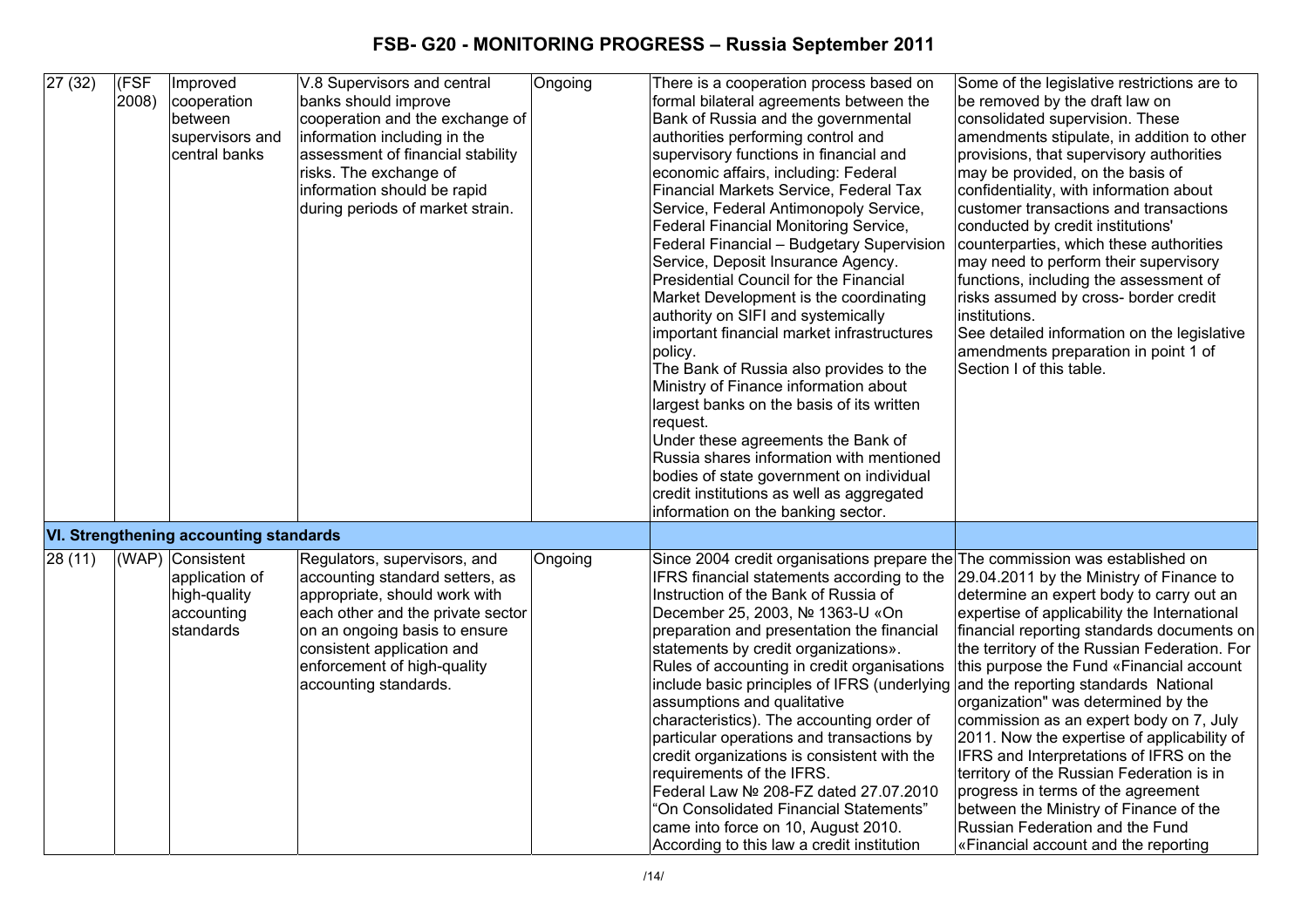# FSB- G20 - MONITORING PROGRESS – Russia September 2011

| | | | | | | |
|---|---|---|---|---|---|---|
| 27 (32) | (FSF 2008) | Improved cooperation between supervisors and central banks | V.8 Supervisors and central banks should improve cooperation and the exchange of information including in the assessment of financial stability risks. The exchange of information should be rapid during periods of market strain. | Ongoing | There is a cooperation process based on formal bilateral agreements between the Bank of Russia and the governmental authorities performing control and supervisory functions in financial and economic affairs, including: Federal Financial Markets Service, Federal Tax Service, Federal Antimonopoly Service, Federal Financial Monitoring Service, Federal Financial – Budgetary Supervision Service, Deposit Insurance Agency. Presidential Council for the Financial Market Development is the coordinating authority on SIFI and systemically important financial market infrastructures policy.<br>The Bank of Russia also provides to the Ministry of Finance information about largest banks on the basis of its written request.<br>Under these agreements the Bank of Russia shares information with mentioned bodies of state government on individual credit institutions as well as aggregated information on the banking sector. | Some of the legislative restrictions are to be removed by the draft law on consolidated supervision. These amendments stipulate, in addition to other provisions, that supervisory authorities may be provided, on the basis of confidentiality, with information about customer transactions and transactions conducted by credit institutions' counterparties, which these authorities may need to perform their supervisory functions, including the assessment of risks assumed by cross- border credit institutions.<br>See detailed information on the legislative amendments preparation in point 1 of Section I of this table. |
| **VI. Strengthening accounting standards** | | | | | | |
| 28 (11) | (WAP) | Consistent application of high-quality accounting standards | Regulators, supervisors, and accounting standard setters, as appropriate, should work with each other and the private sector on an ongoing basis to ensure consistent application and enforcement of high-quality accounting standards. | Ongoing | Since 2004 credit organisations prepare the IFRS financial statements according to the Instruction of the Bank of Russia of December 25, 2003, № 1363-U «On preparation and presentation the financial statements by credit organizations».<br>Rules of accounting in credit organisations include basic principles of IFRS (underlying assumptions and qualitative characteristics). The accounting order of particular operations and transactions by credit organizations is consistent with the requirements of the IFRS.<br>Federal Law № 208-FZ dated 27.07.2010 "On Consolidated Financial Statements" came into force on 10, August 2010. According to this law a credit institution | The commission was established on 29.04.2011 by the Ministry of Finance to determine an expert body to carry out an expertise of applicability the International financial reporting standards documents on the territory of the Russian Federation. For this purpose the Fund «Financial account and the reporting standards National organization" was determined by the commission as an expert body on 7, July 2011. Now the expertise of applicability of IFRS and Interpretations of IFRS on the territory of the Russian Federation is in progress in terms of the agreement between the Ministry of Finance of the Russian Federation and the Fund «Financial account and the reporting |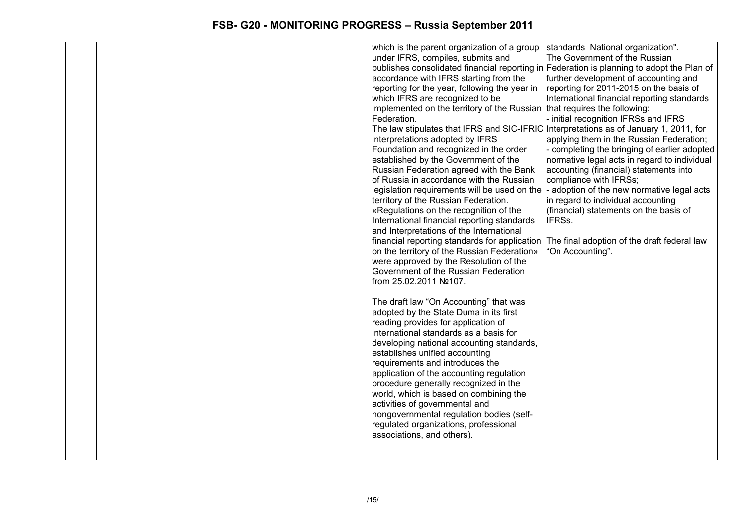| | | | | | | |
|---|---|---|---|---|---|---|
| | | | | | which is the parent organization of a group under IFRS, compiles, submits and publishes consolidated financial reporting in accordance with IFRS starting from the reporting for the year, following the year in which IFRS are recognized to be implemented on the territory of the Russian Federation.<br>The law stipulates that IFRS and SIC-IFRIC interpretations adopted by IFRS Foundation and recognized in the order established by the Government of the Russian Federation agreed with the Bank of Russia in accordance with the Russian legislation requirements will be used on the territory of the Russian Federation.<br>«Regulations on the recognition of the International financial reporting standards and Interpretations of the International financial reporting standards for application on the territory of the Russian Federation» were approved by the Resolution of the Government of the Russian Federation from 25.02.2011 №107.<br><br>The draft law "On Accounting" that was adopted by the State Duma in its first reading provides for application of international standards as a basis for developing national accounting standards, establishes unified accounting requirements and introduces the application of the accounting regulation procedure generally recognized in the world, which is based on combining the activities of governmental and nongovernmental regulation bodies (self-regulated organizations, professional associations, and others). | standards National organization".<br>The Government of the Russian Federation is planning to adopt the Plan of further development of accounting and reporting for 2011-2015 on the basis of International financial reporting standards that requires the following:<br>- initial recognition IFRSs and IFRS Interpretations as of January 1, 2011, for applying them in the Russian Federation;<br>- completing the bringing of earlier adopted normative legal acts in regard to individual accounting (financial) statements into compliance with IFRSs;<br>- adoption of the new normative legal acts in regard to individual accounting (financial) statements on the basis of IFRSs.<br><br>The final adoption of the draft federal law "On Accounting". |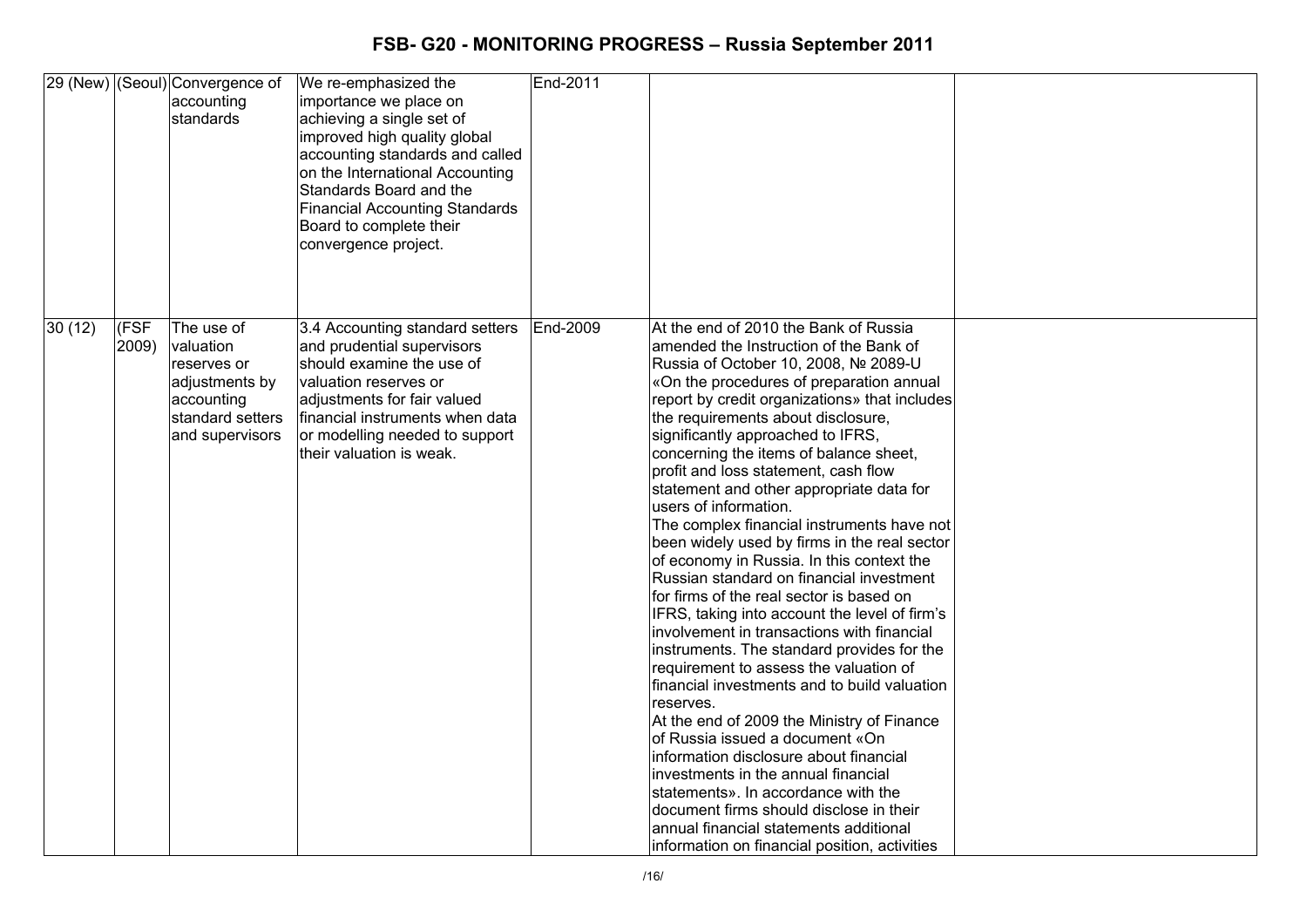# FSB- G20 - MONITORING PROGRESS – Russia September 2011

| | | | | | | |
|---|---|---|---|---|---|---|
| 29 (New) | (Seoul) | Convergence of accounting standards | We re-emphasized the importance we place on achieving a single set of improved high quality global accounting standards and called on the International Accounting Standards Board and the Financial Accounting Standards Board to complete their convergence project. | End-2011 | | |
| 30 (12) | (FSF 2009) | The use of valuation reserves or adjustments by accounting standard setters and supervisors | 3.4 Accounting standard setters and prudential supervisors should examine the use of valuation reserves or adjustments for fair valued financial instruments when data or modelling needed to support their valuation is weak. | End-2009 | At the end of 2010 the Bank of Russia amended the Instruction of the Bank of Russia of October 10, 2008, № 2089-U «On the procedures of preparation annual report by credit organizations» that includes the requirements about disclosure, significantly approached to IFRS, concerning the items of balance sheet, profit and loss statement, cash flow statement and other appropriate data for users of information.<br>The complex financial instruments have not been widely used by firms in the real sector of economy in Russia. In this context the Russian standard on financial investment for firms of the real sector is based on IFRS, taking into account the level of firm's involvement in transactions with financial instruments. The standard provides for the requirement to assess the valuation of financial investments and to build valuation reserves.<br>At the end of 2009 the Ministry of Finance of Russia issued a document «On information disclosure about financial investments in the annual financial statements». In accordance with the document firms should disclose in their annual financial statements additional information on financial position, activities | |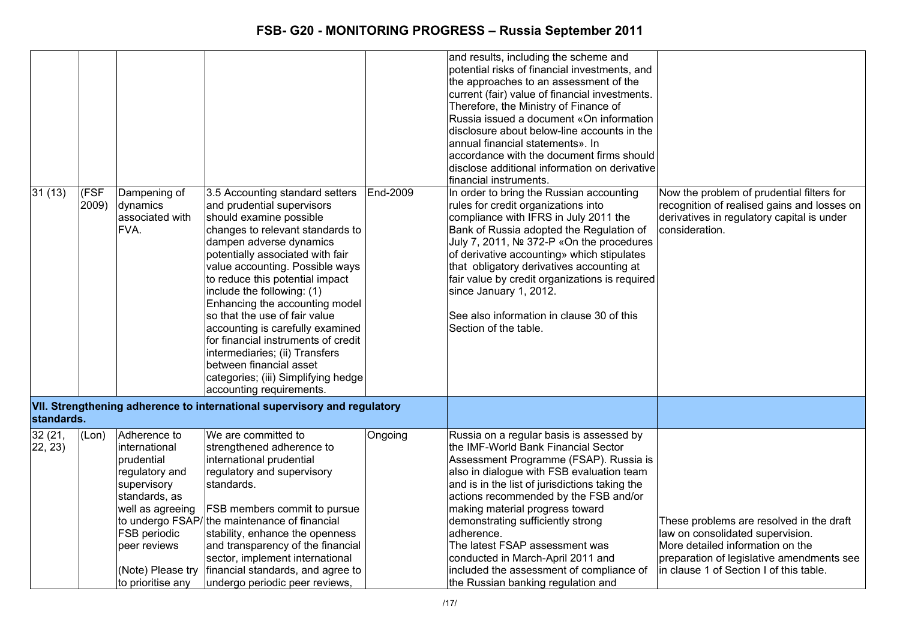# FSB- G20 - MONITORING PROGRESS – Russia September 2011

| | | | | | | |
|---|---|---|---|---|---|---|
| | | | | | and results, including the scheme and potential risks of financial investments, and the approaches to an assessment of the current (fair) value of financial investments. Therefore, the Ministry of Finance of Russia issued a document «On information disclosure about below-line accounts in the annual financial statements». In accordance with the document firms should disclose additional information on derivative financial instruments. | |
| 31 (13) | (FSF 2009) | Dampening of dynamics associated with FVA. | 3.5 Accounting standard setters and prudential supervisors should examine possible changes to relevant standards to dampen adverse dynamics potentially associated with fair value accounting. Possible ways to reduce this potential impact include the following: (1) Enhancing the accounting model so that the use of fair value accounting is carefully examined for financial instruments of credit intermediaries; (ii) Transfers between financial asset categories; (iii) Simplifying hedge accounting requirements. | End-2009 | In order to bring the Russian accounting rules for credit organizations into compliance with IFRS in July 2011 the Bank of Russia adopted the Regulation of July 7, 2011, № 372-P «On the procedures of derivative accounting» which stipulates that obligatory derivatives accounting at fair value by credit organizations is required since January 1, 2012.<br><br>See also information in clause 30 of this Section of the table. | Now the problem of prudential filters for recognition of realised gains and losses on derivatives in regulatory capital is under consideration. |
| **VII. Strengthening adherence to international supervisory and regulatory standards.** | | | | | | |
| 32 (21, 22, 23) | (Lon) | Adherence to international prudential regulatory and supervisory standards, as well as agreeing to undergo FSAP/ FSB periodic peer reviews<br><br>(Note) Please try to prioritise any | We are committed to strengthened adherence to international prudential regulatory and supervisory standards.<br><br>FSB members commit to pursue the maintenance of financial stability, enhance the openness and transparency of the financial sector, implement international financial standards, and agree to undergo periodic peer reviews, | Ongoing | Russia on a regular basis is assessed by the IMF-World Bank Financial Sector Assessment Programme (FSAP). Russia is also in dialogue with FSB evaluation team and is in the list of jurisdictions taking the actions recommended by the FSB and/or making material progress toward demonstrating sufficiently strong adherence.<br>The latest FSAP assessment was conducted in March-April 2011 and included the assessment of compliance of the Russian banking regulation and | These problems are resolved in the draft law on consolidated supervision.<br>More detailed information on the preparation of legislative amendments see in clause 1 of Section I of this table. |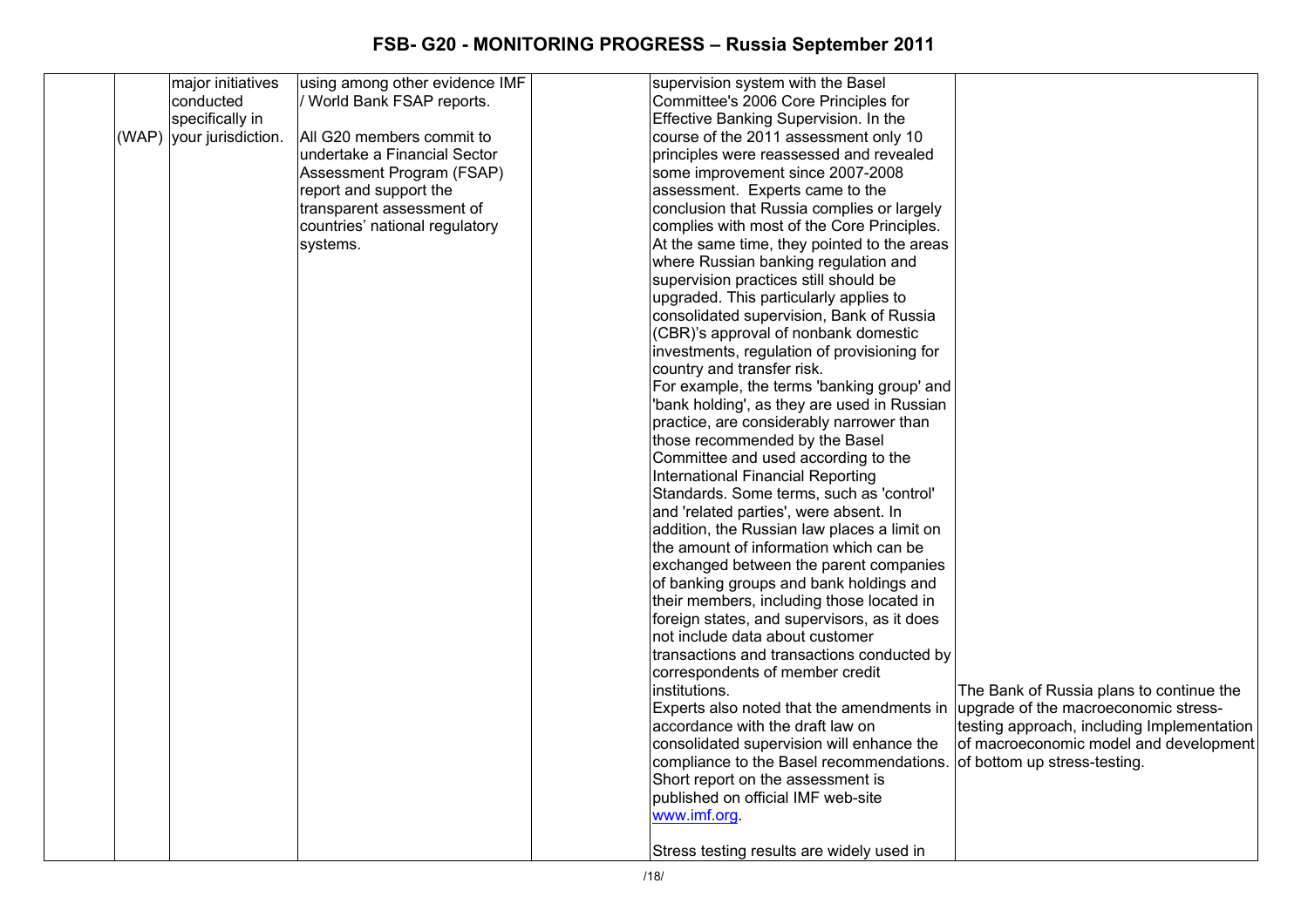# FSB- G20 - MONITORING PROGRESS – Russia September 2011

| | | | | | | |
|---|---|---|---|---|---|---|
| | (WAP) | major initiatives conducted specifically in your jurisdiction. | using among other evidence IMF / World Bank FSAP reports.<br><br>All G20 members commit to undertake a Financial Sector Assessment Program (FSAP) report and support the transparent assessment of countries' national regulatory systems. | | supervision system with the Basel Committee's 2006 Core Principles for Effective Banking Supervision. In the course of the 2011 assessment only 10 principles were reassessed and revealed some improvement since 2007-2008 assessment. Experts came to the conclusion that Russia complies or largely complies with most of the Core Principles. At the same time, they pointed to the areas where Russian banking regulation and supervision practices still should be upgraded. This particularly applies to consolidated supervision, Bank of Russia (CBR)'s approval of nonbank domestic investments, regulation of provisioning for country and transfer risk.<br>For example, the terms 'banking group' and 'bank holding', as they are used in Russian practice, are considerably narrower than those recommended by the Basel Committee and used according to the International Financial Reporting Standards. Some terms, such as 'control' and 'related parties', were absent. In addition, the Russian law places a limit on the amount of information which can be exchanged between the parent companies of banking groups and bank holdings and their members, including those located in foreign states, and supervisors, as it does not include data about customer transactions and transactions conducted by correspondents of member credit institutions.<br>Experts also noted that the amendments in accordance with the draft law on consolidated supervision will enhance the compliance to the Basel recommendations. Short report on the assessment is published on official IMF web-site www.imf.org.<br><br>Stress testing results are widely used in | The Bank of Russia plans to continue the upgrade of the macroeconomic stress-testing approach, including Implementation of macroeconomic model and development of bottom up stress-testing. |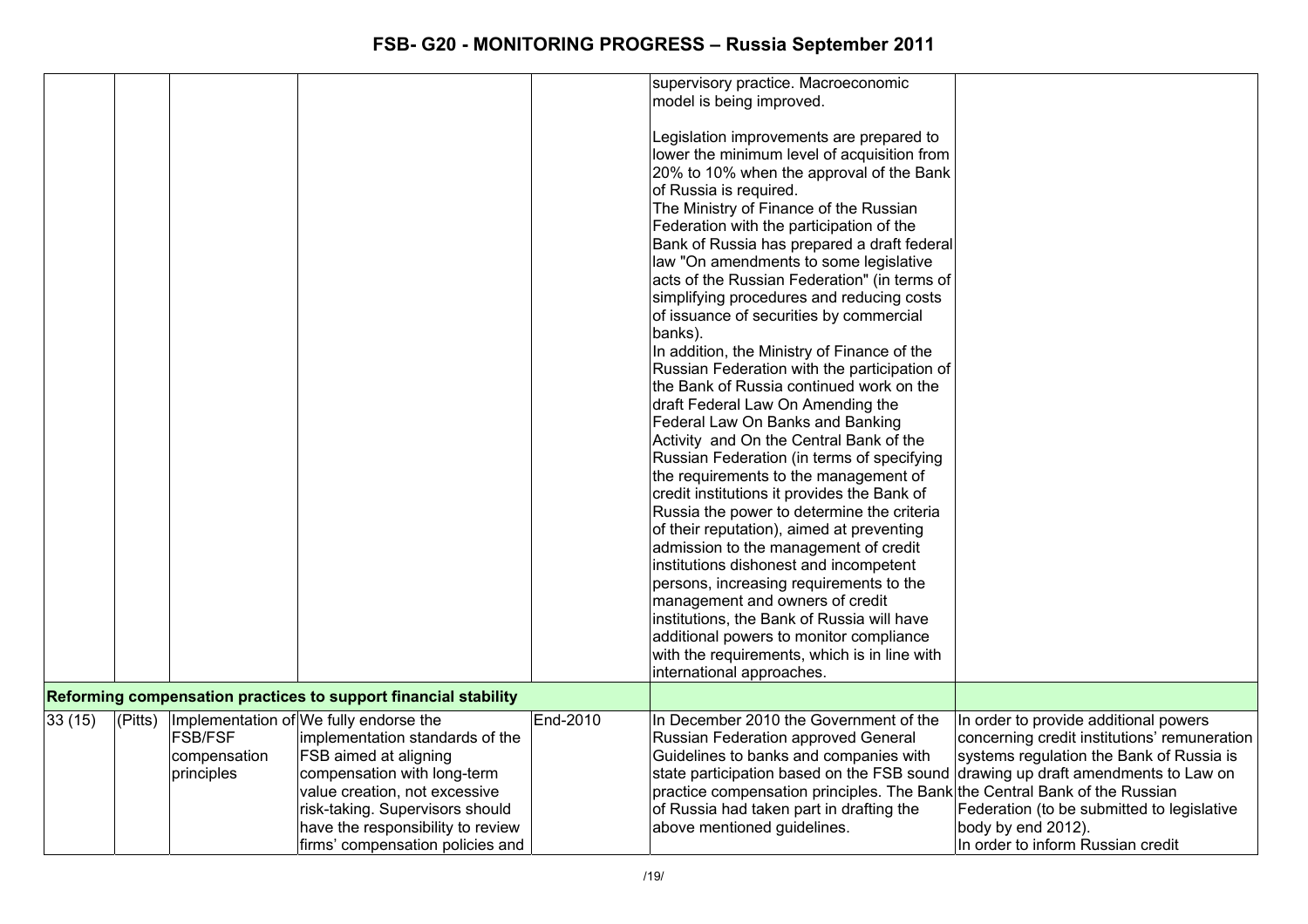| | | | | | | |
|---|---|---|---|---|---|---|
| | | | | | supervisory practice. Macroeconomic model is being improved.<br><br>Legislation improvements are prepared to lower the minimum level of acquisition from 20% to 10% when the approval of the Bank of Russia is required.<br>The Ministry of Finance of the Russian Federation with the participation of the Bank of Russia has prepared a draft federal law "On amendments to some legislative acts of the Russian Federation" (in terms of simplifying procedures and reducing costs of issuance of securities by commercial banks).<br>In addition, the Ministry of Finance of the Russian Federation with the participation of the Bank of Russia continued work on the draft Federal Law On Amending the Federal Law On Banks and Banking Activity and On the Central Bank of the Russian Federation (in terms of specifying the requirements to the management of credit institutions it provides the Bank of Russia the power to determine the criteria of their reputation), aimed at preventing admission to the management of credit institutions dishonest and incompetent persons, increasing requirements to the management and owners of credit institutions, the Bank of Russia will have additional powers to monitor compliance with the requirements, which is in line with international approaches. | |
| **Reforming compensation practices to support financial stability** | | | | | | |
| 33 (15) | (Pitts) | Implementation of FSB/FSF compensation principles | We fully endorse the implementation standards of the FSB aimed at aligning compensation with long-term value creation, not excessive risk-taking. Supervisors should have the responsibility to review firms' compensation policies and | End-2010 | In December 2010 the Government of the Russian Federation approved General Guidelines to banks and companies with state participation based on the FSB sound practice compensation principles. The Bank of Russia had taken part in drafting the above mentioned guidelines. | In order to provide additional powers concerning credit institutions' remuneration systems regulation the Bank of Russia is drawing up draft amendments to Law on the Central Bank of the Russian Federation (to be submitted to legislative body by end 2012).<br>In order to inform Russian credit |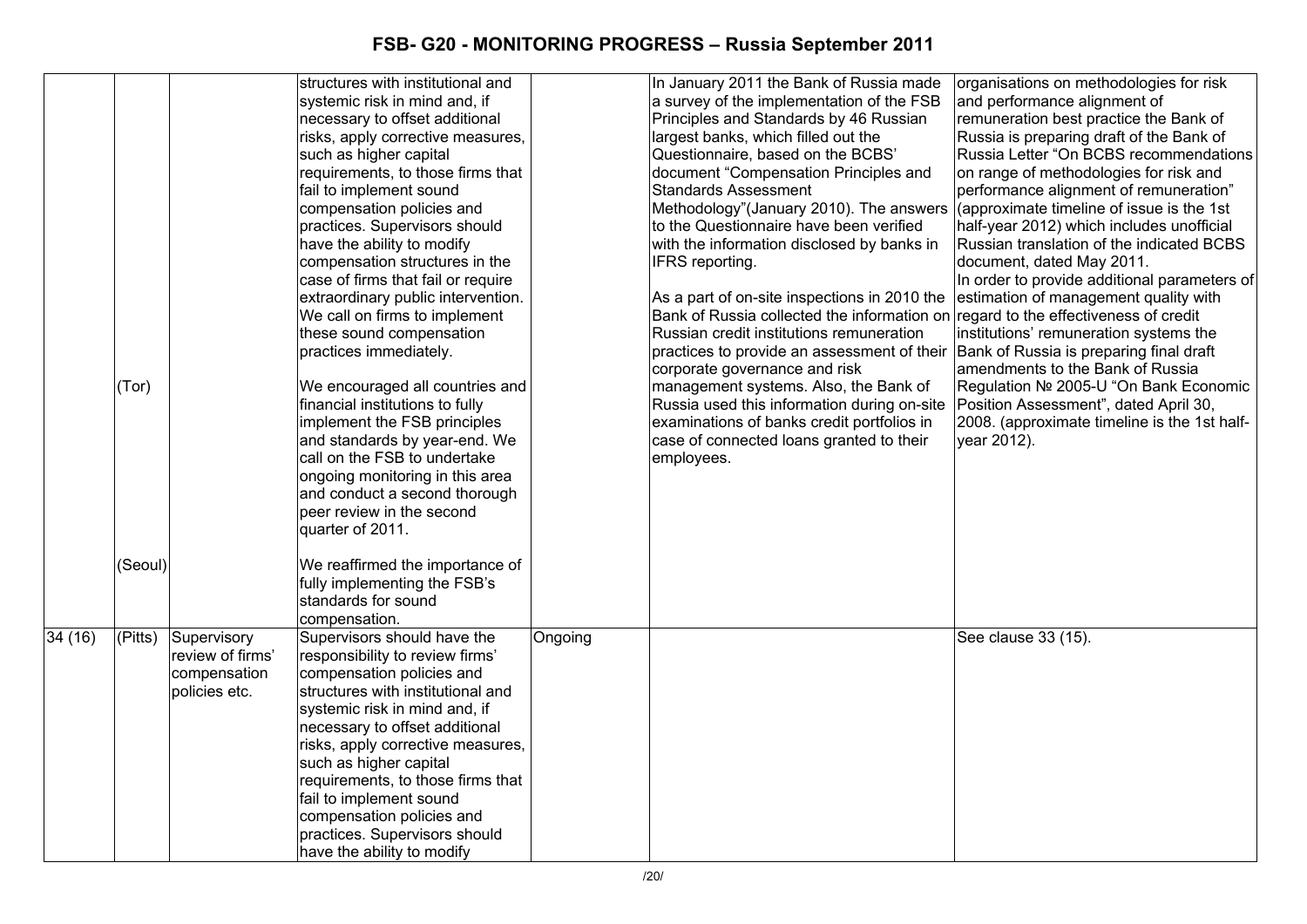| | | | | | | |
|---|---|---|---|---|---|---|
| | (Tor)<br><br>(Seoul) | | structures with institutional and systemic risk in mind and, if necessary to offset additional risks, apply corrective measures, such as higher capital requirements, to those firms that fail to implement sound compensation policies and practices. Supervisors should have the ability to modify compensation structures in the case of firms that fail or require extraordinary public intervention. We call on firms to implement these sound compensation practices immediately.<br><br>We encouraged all countries and financial institutions to fully implement the FSB principles and standards by year-end. We call on the FSB to undertake ongoing monitoring in this area and conduct a second thorough peer review in the second quarter of 2011.<br><br>We reaffirmed the importance of fully implementing the FSB's standards for sound compensation. | | In January 2011 the Bank of Russia made a survey of the implementation of the FSB Principles and Standards by 46 Russian largest banks, which filled out the Questionnaire, based on the BCBS' document "Compensation Principles and Standards Assessment Methodology"(January 2010). The answers to the Questionnaire have been verified with the information disclosed by banks in IFRS reporting.<br><br>As a part of on-site inspections in 2010 the Bank of Russia collected the information on Russian credit institutions remuneration practices to provide an assessment of their corporate governance and risk management systems. Also, the Bank of Russia used this information during on-site examinations of banks credit portfolios in case of connected loans granted to their employees. | organisations on methodologies for risk and performance alignment of remuneration best practice the Bank of Russia is preparing draft of the Bank of Russia Letter "On BCBS recommendations on range of methodologies for risk and performance alignment of remuneration" (approximate timeline of issue is the 1st half-year 2012) which includes unofficial Russian translation of the indicated BCBS document, dated May 2011.<br>In order to provide additional parameters of estimation of management quality with regard to the effectiveness of credit institutions' remuneration systems the Bank of Russia is preparing final draft amendments to the Bank of Russia Regulation № 2005-U "On Bank Economic Position Assessment", dated April 30, 2008. (approximate timeline is the 1st half-year 2012). |
| 34 (16) | (Pitts) | Supervisory review of firms' compensation policies etc. | Supervisors should have the responsibility to review firms' compensation policies and structures with institutional and systemic risk in mind and, if necessary to offset additional risks, apply corrective measures, such as higher capital requirements, to those firms that fail to implement sound compensation policies and practices. Supervisors should have the ability to modify | Ongoing | | See clause 33 (15). |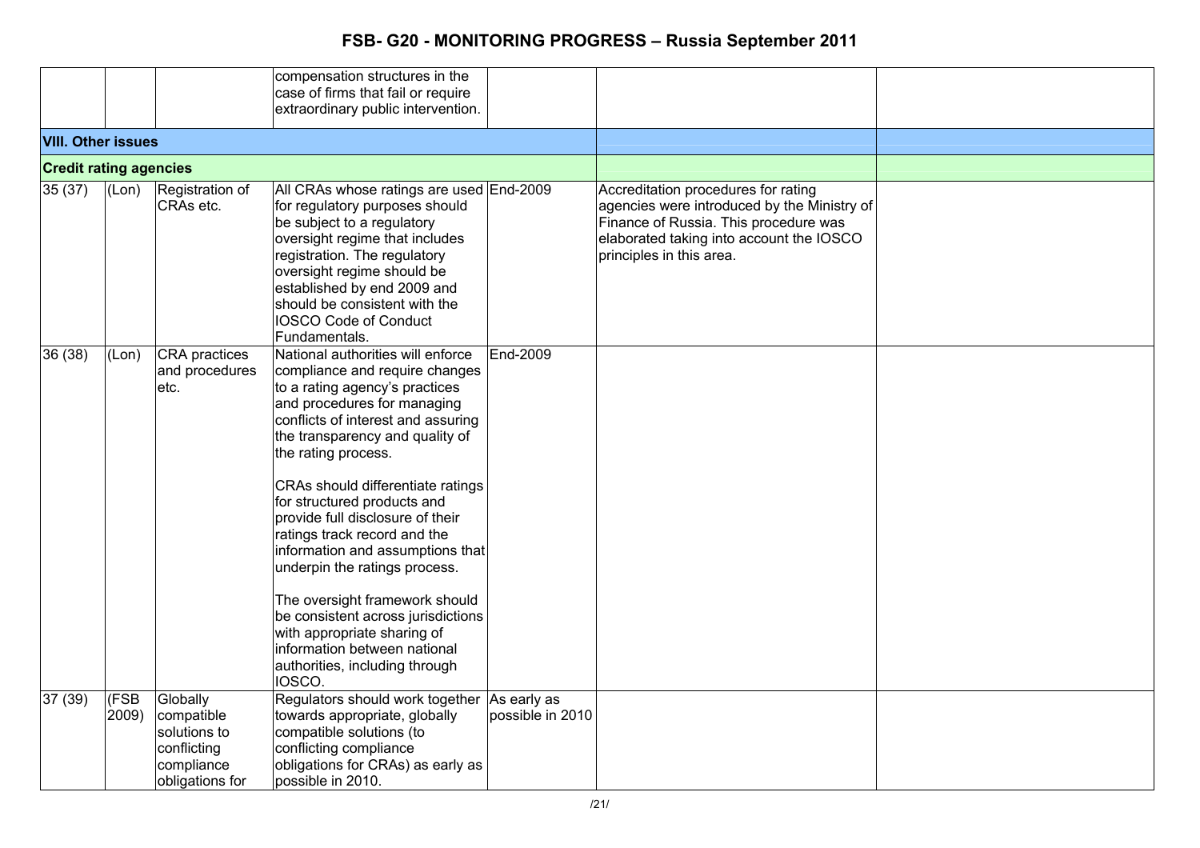# FSB- G20 - MONITORING PROGRESS – Russia September 2011

| | | | | | | |
|---|---|---|---|---|---|---|
| | | | compensation structures in the case of firms that fail or require extraordinary public intervention. | | | |
| **VIII. Other issues** | | | | | | |
| **Credit rating agencies** | | | | | | |
| 35 (37) | (Lon) | Registration of CRAs etc. | All CRAs whose ratings are used for regulatory purposes should be subject to a regulatory oversight regime that includes registration. The regulatory oversight regime should be established by end 2009 and should be consistent with the IOSCO Code of Conduct Fundamentals. | End-2009 | Accreditation procedures for rating agencies were introduced by the Ministry of Finance of Russia. This procedure was elaborated taking into account the IOSCO principles in this area. | |
| 36 (38) | (Lon) | CRA practices and procedures etc. | National authorities will enforce compliance and require changes to a rating agency's practices and procedures for managing conflicts of interest and assuring the transparency and quality of the rating process.<br><br>CRAs should differentiate ratings for structured products and provide full disclosure of their ratings track record and the information and assumptions that underpin the ratings process.<br><br>The oversight framework should be consistent across jurisdictions with appropriate sharing of information between national authorities, including through IOSCO. | End-2009 | | |
| 37 (39) | (FSB 2009) | Globally compatible solutions to conflicting compliance obligations for | Regulators should work together towards appropriate, globally compatible solutions (to conflicting compliance obligations for CRAs) as early as possible in 2010. | As early as possible in 2010 | | |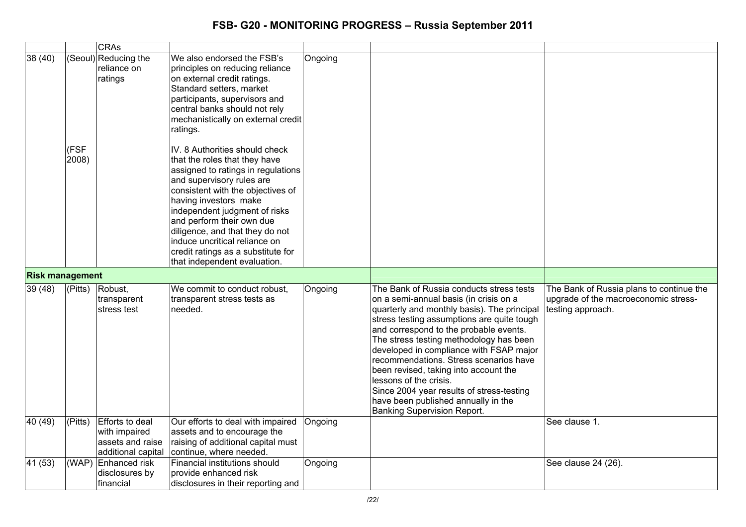# FSB- G20 - MONITORING PROGRESS – Russia September 2011

| | | | | | | |
|---|---|---|---|---|---|---|
| | | CRAs | | | | |
| 38 (40) | (Seoul)<br><br>(FSF 2008) | Reducing the reliance on ratings | We also endorsed the FSB's principles on reducing reliance on external credit ratings. Standard setters, market participants, supervisors and central banks should not rely mechanistically on external credit ratings.<br><br>IV. 8 Authorities should check that the roles that they have assigned to ratings in regulations and supervisory rules are consistent with the objectives of having investors make independent judgment of risks and perform their own due diligence, and that they do not induce uncritical reliance on credit ratings as a substitute for that independent evaluation. | Ongoing | | |
| **Risk management** | | | | | | |
| 39 (48) | (Pitts) | Robust, transparent stress test | We commit to conduct robust, transparent stress tests as needed. | Ongoing | The Bank of Russia conducts stress tests on a semi-annual basis (in crisis on a quarterly and monthly basis). The principal stress testing assumptions are quite tough and correspond to the probable events. The stress testing methodology has been developed in compliance with FSAP major recommendations. Stress scenarios have been revised, taking into account the lessons of the crisis.<br>Since 2004 year results of stress-testing have been published annually in the Banking Supervision Report. | The Bank of Russia plans to continue the upgrade of the macroeconomic stress-testing approach. |
| 40 (49) | (Pitts) | Efforts to deal with impaired assets and raise additional capital | Our efforts to deal with impaired assets and to encourage the raising of additional capital must continue, where needed. | Ongoing | | See clause 1. |
| 41 (53) | (WAP) | Enhanced risk disclosures by financial | Financial institutions should provide enhanced risk disclosures in their reporting and | Ongoing | | See clause 24 (26). |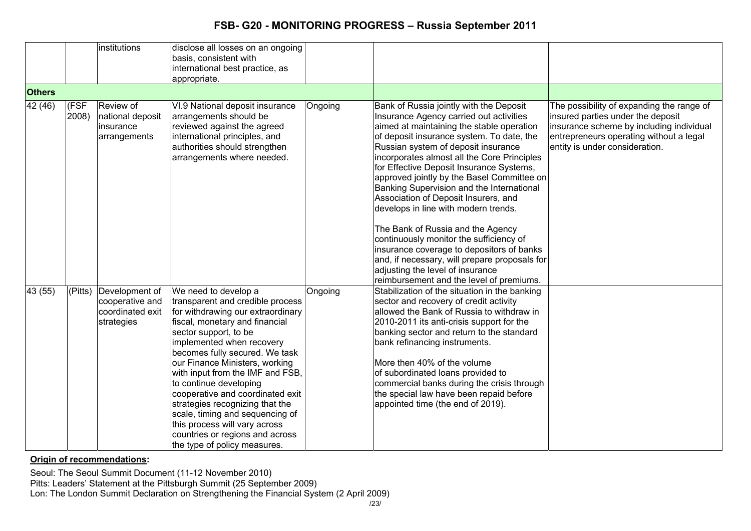| | | | | | | |
|---|---|---|---|---|---|---|
| | | institutions | disclose all losses on an ongoing basis, consistent with international best practice, as appropriate. | | | |
| **Others** | | | | | | |
| 42 (46) | (FSF 2008) | Review of national deposit insurance arrangements | VI.9 National deposit insurance arrangements should be reviewed against the agreed international principles, and authorities should strengthen arrangements where needed. | Ongoing | Bank of Russia jointly with the Deposit Insurance Agency carried out activities aimed at maintaining the stable operation of deposit insurance system. To date, the Russian system of deposit insurance incorporates almost all the Core Principles for Effective Deposit Insurance Systems, approved jointly by the Basel Committee on Banking Supervision and the International Association of Deposit Insurers, and develops in line with modern trends.<br><br>The Bank of Russia and the Agency continuously monitor the sufficiency of insurance coverage to depositors of banks and, if necessary, will prepare proposals for adjusting the level of insurance reimbursement and the level of premiums. | The possibility of expanding the range of insured parties under the deposit insurance scheme by including individual entrepreneurs operating without a legal entity is under consideration. |
| 43 (55) | (Pitts) | Development of cooperative and coordinated exit strategies | We need to develop a transparent and credible process for withdrawing our extraordinary fiscal, monetary and financial sector support, to be implemented when recovery becomes fully secured. We task our Finance Ministers, working with input from the IMF and FSB, to continue developing cooperative and coordinated exit strategies recognizing that the scale, timing and sequencing of this process will vary across countries or regions and across the type of policy measures. | Ongoing | Stabilization of the situation in the banking sector and recovery of credit activity allowed the Bank of Russia to withdraw in 2010-2011 its anti-crisis support for the banking sector and return to the standard bank refinancing instruments.<br><br>More then 40% of the volume of subordinated loans provided to commercial banks during the crisis through the special law have been repaid before appointed time (the end of 2019). | |

**Origin of recommendations:**

Seoul: The Seoul Summit Document (11-12 November 2010)
Pitts: Leaders' Statement at the Pittsburgh Summit (25 September 2009)
Lon: The London Summit Declaration on Strengthening the Financial System (2 April 2009)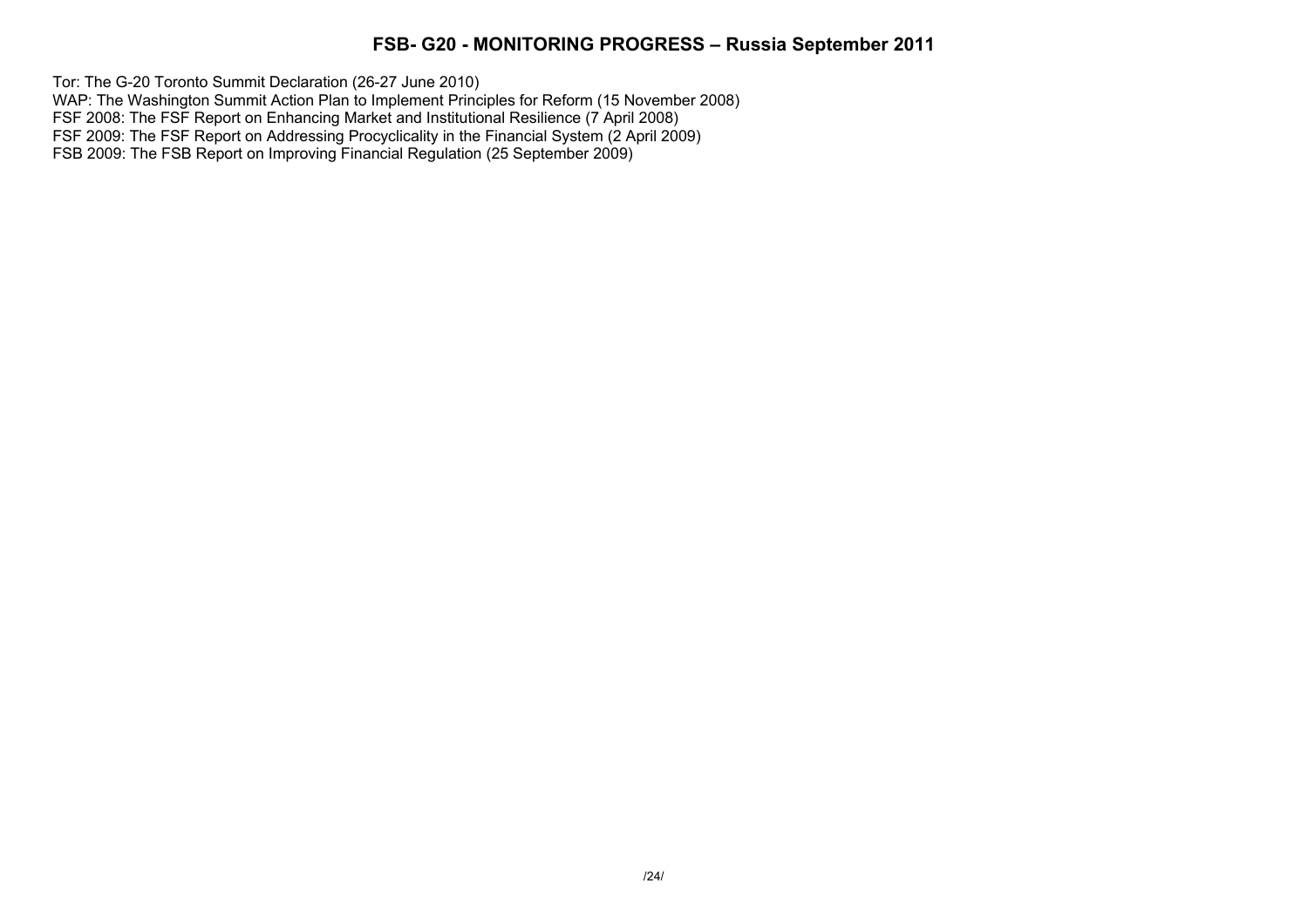Tor: The G-20 Toronto Summit Declaration (26-27 June 2010)
WAP: The Washington Summit Action Plan to Implement Principles for Reform (15 November 2008)
FSF 2008: The FSF Report on Enhancing Market and Institutional Resilience (7 April 2008)
FSF 2009: The FSF Report on Addressing Procyclicality in the Financial System (2 April 2009)
FSB 2009: The FSB Report on Improving Financial Regulation (25 September 2009)